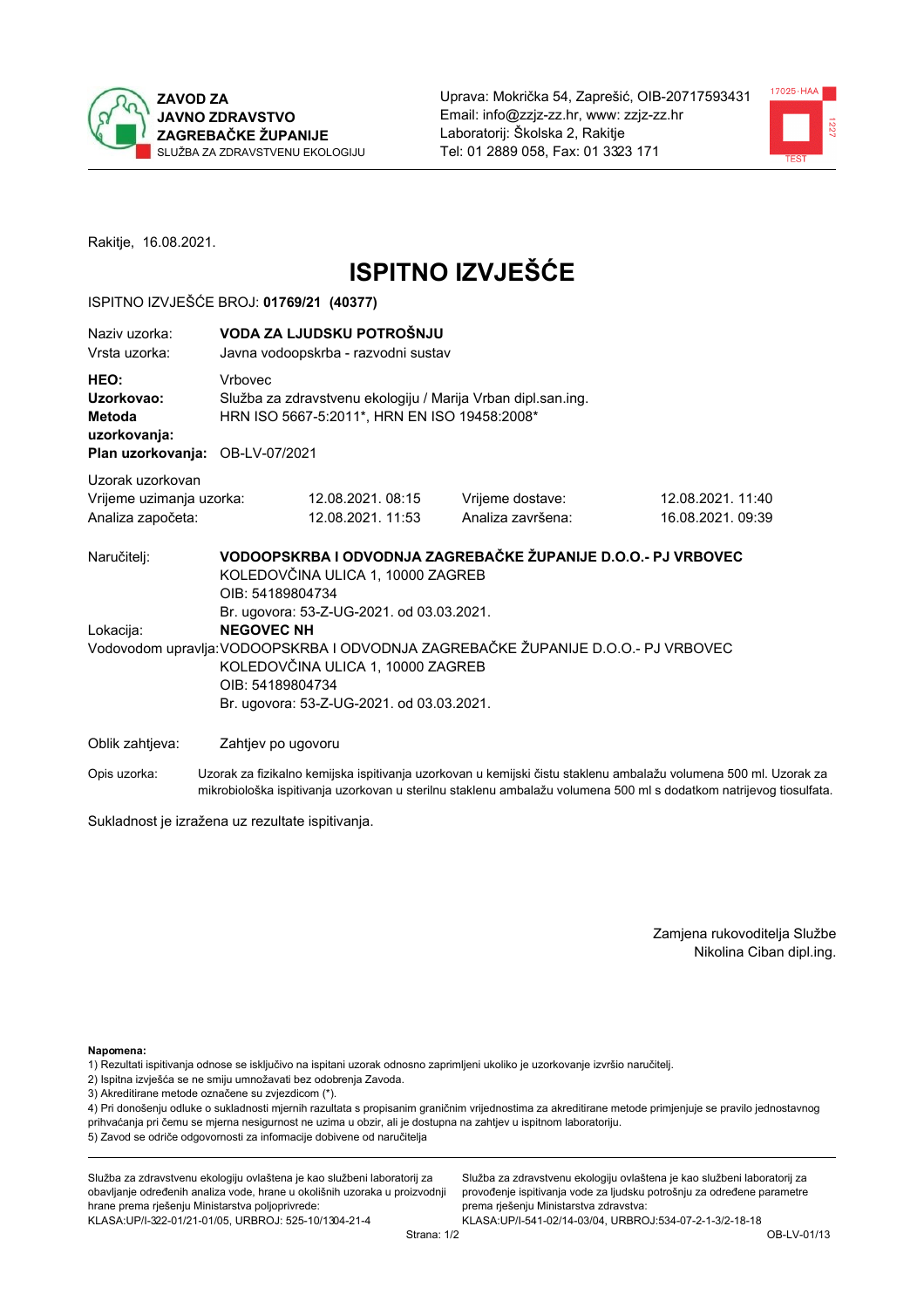ZAVOD ZA JAVNO ZDRAVSTVO ZAGREBAČKE ŽUPANIJE
SLUŽBA ZA ZDRAVSTVENU EKOLOGIJU

Uprava: Mokrička 54, Zaprešić, OIB-20717593431
Email: info@zzjz-zz.hr, www: zzjz-zz.hr
Laboratorij: Školska 2, Rakitje
Tel: 01 2889 058, Fax: 01 3323 171

Rakitje, 16.08.2021.

# ISPITNO IZVJEŠĆE

ISPITNO IZVJEŠĆE BROJ: **01769/21 (40377)**

| | |
|---|---|
| Naziv uzorka: | **VODA ZA LJUDSKU POTROŠNJU** |
| Vrsta uzorka: | Javna vodoopskrba - razvodni sustav |
| **HEO:** | Vrbovec |
| **Uzorkovao:** | Služba za zdravstvenu ekologiju / Marija Vrban dipl.san.ing. |
| **Metoda uzorkovanja:** | HRN ISO 5667-5:2011*, HRN EN ISO 19458:2008* |
| **Plan uzorkovanja:** | OB-LV-07/2021 |

Uzorak uzorkovan

| | | | |
|---|---|---|---|
| Vrijeme uzimanja uzorka: | 12.08.2021. 08:15 | Vrijeme dostave: | 12.08.2021. 11:40 |
| Analiza započeta: | 12.08.2021. 11:53 | Analiza završena: | 16.08.2021. 09:39 |

Naručitelj: **VODOOPSKRBA I ODVODNJA ZAGREBAČKE ŽUPANIJE D.O.O.- PJ VRBOVEC**
KOLEDOVČINA ULICA 1, 10000 ZAGREB
OIB: 54189804734
Br. ugovora: 53-Z-UG-2021. od 03.03.2021.

Lokacija: **NEGOVEC NH**

Vodovodom upravlja: VODOOPSKRBA I ODVODNJA ZAGREBAČKE ŽUPANIJE D.O.O.- PJ VRBOVEC
KOLEDOVČINA ULICA 1, 10000 ZAGREB
OIB: 54189804734
Br. ugovora: 53-Z-UG-2021. od 03.03.2021.

Oblik zahtjeva: Zahtjev po ugovoru

Opis uzorka: Uzorak za fizikalno kemijska ispitivanja uzorkovan u kemijski čistu staklenu ambalažu volumena 500 ml. Uzorak za mikrobiološka ispitivanja uzorkovan u sterilnu staklenu ambalažu volumena 500 ml s dodatkom natrijevog tiosulfata.

Sukladnost je izražena uz rezultate ispitivanja.

Zamjena rukovoditelja Službe
Nikolina Ciban dipl.ing.

**Napomena:**
1) Rezultati ispitivanja odnose se isključivo na ispitani uzorak odnosno zaprimljeni ukoliko je uzorkovanje izvršio naručitelj.
2) Ispitna izvješća se ne smiju umnožavati bez odobrenja Zavoda.
3) Akreditirane metode označene su zvjezdicom (*).
4) Pri donošenju odluke o sukladnosti mjernih rezultata s propisanim graničnim vrijednostima za akreditirane metode primjenjuje se pravilo jednostavnog prihvaćanja pri čemu se mjerna nesigurnost ne uzima u obzir, ali je dostupna na zahtjev u ispitnom laboratoriju.
5) Zavod se odriče odgovornosti za informacije dobivene od naručitelja

Služba za zdravstvenu ekologiju ovlaštena je kao službeni laboratorij za obavljanje određenih analiza vode, hrane u okolišnih uzoraka u proizvodnji hrane prema rješenju Ministarstva poljoprivrede:
KLASA:UP/I-322-01/21-01/05, URBROJ: 525-10/1304-21-4

Služba za zdravstvenu ekologiju ovlaštena je kao službeni laboratorij za provođenje ispitivanja vode za ljudsku potrošnju za određene parametre prema rješenju Ministarstva zdravstva:
KLASA:UP/I-541-02/14-03/04, URBROJ:534-07-2-1-3/2-18-18

OB-LV-01/13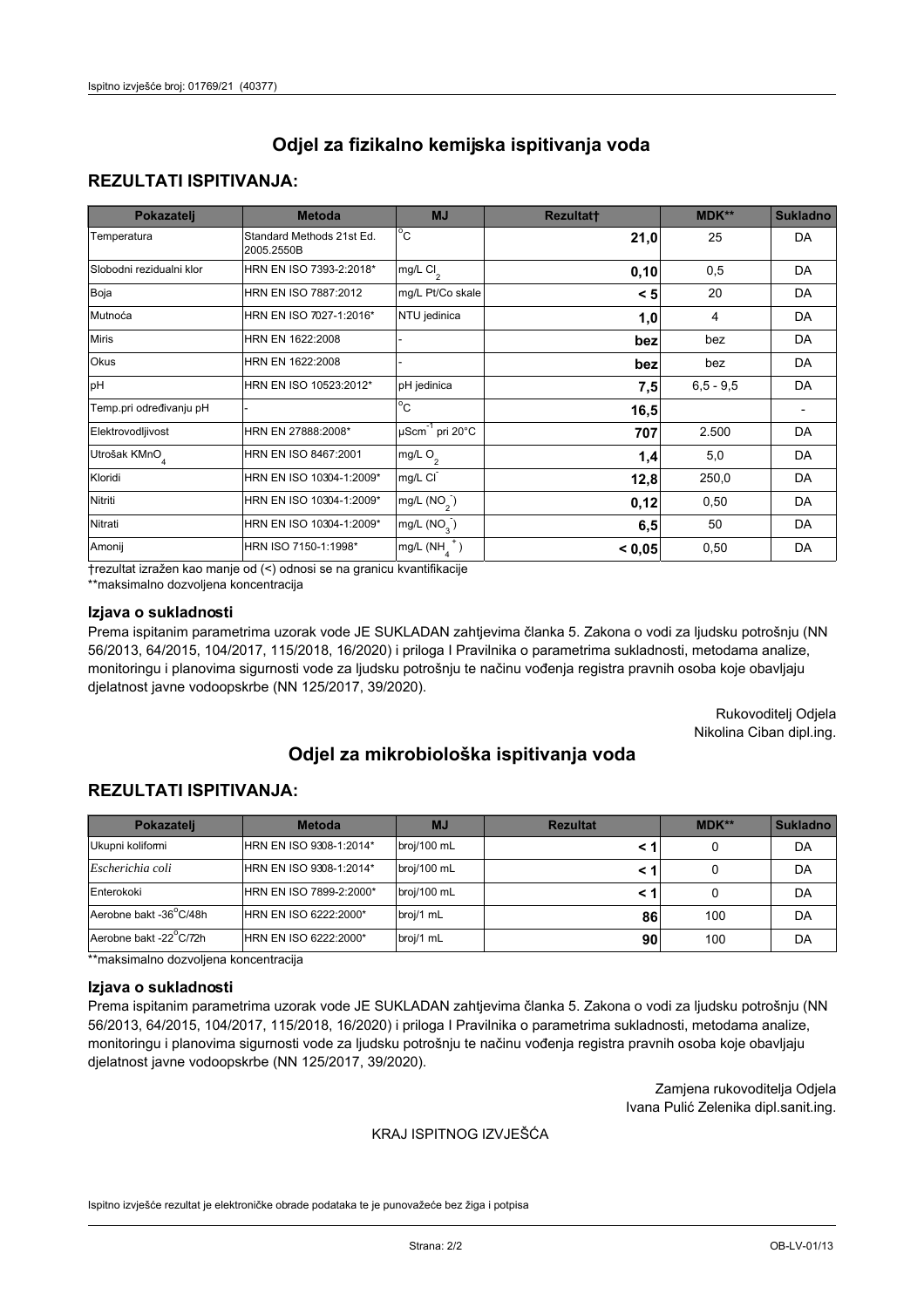# Odjel za fizikalno kemijska ispitivanja voda

## REZULTATI ISPITIVANJA:

| Pokazatelj | Metoda | MJ | Rezultat† | MDK** | Sukladno |
|---|---|---|---|---|---|
| Temperatura | Standard Methods 21st Ed. 2005.2550B | °C | **21,0** | 25 | DA |
| Slobodni rezidualni klor | HRN EN ISO 7393-2:2018* | mg/L $Cl_2$ | **0,10** | 0,5 | DA |
| Boja | HRN EN ISO 7887:2012 | mg/L Pt/Co skale | **< 5** | 20 | DA |
| Mutnoća | HRN EN ISO 7027-1:2016* | NTU jedinica | **1,0** | 4 | DA |
| Miris | HRN EN 1622:2008 | - | **bez** | bez | DA |
| Okus | HRN EN 1622:2008 | - | **bez** | bez | DA |
| pH | HRN EN ISO 10523:2012* | pH jedinica | **7,5** | 6,5 - 9,5 | DA |
| Temp.pri određivanju pH | - | °C | **16,5** | | - |
| Elektrovodljivost | HRN EN 27888:2008* | $\mu Scm^{-1}$ pri 20°C | **707** | 2.500 | DA |
| Utrošak $KMnO_4$ | HRN EN ISO 8467:2001 | mg/L $O_2$ | **1,4** | 5,0 | DA |
| Kloridi | HRN EN ISO 10304-1:2009* | mg/L $Cl^-$ | **12,8** | 250,0 | DA |
| Nitriti | HRN EN ISO 10304-1:2009* | mg/L ($NO_2^-$) | **0,12** | 0,50 | DA |
| Nitrati | HRN EN ISO 10304-1:2009* | mg/L ($NO_3^-$) | **6,5** | 50 | DA |
| Amonij | HRN ISO 7150-1:1998* | mg/L ($NH_4^+$) | **< 0,05** | 0,50 | DA |

†rezultat izražen kao manje od (<) odnosi se na granicu kvantifikacije

**maksimalno dozvoljena koncentracija

### Izjava o sukladnosti

Prema ispitanim parametrima uzorak vode JE SUKLADAN zahtjevima članka 5. Zakona o vodi za ljudsku potrošnju (NN 56/2013, 64/2015, 104/2017, 115/2018, 16/2020) i priloga I Pravilnika o parametrima sukladnosti, metodama analize, monitoringu i planovima sigurnosti vode za ljudsku potrošnju te načinu vođenja registra pravnih osoba koje obavljaju djelatnost javne vodoopskrbe (NN 125/2017, 39/2020).

Rukovoditelj Odjela
Nikolina Ciban dipl.ing.

# Odjel za mikrobiološka ispitivanja voda

## REZULTATI ISPITIVANJA:

| Pokazatelj | Metoda | MJ | Rezultat | MDK** | Sukladno |
|---|---|---|---|---|---|
| Ukupni koliformi | HRN EN ISO 9308-1:2014* | broj/100 mL | **< 1** | 0 | DA |
| *Escherichia coli* | HRN EN ISO 9308-1:2014* | broj/100 mL | **< 1** | 0 | DA |
| Enterokoki | HRN EN ISO 7899-2:2000* | broj/100 mL | **< 1** | 0 | DA |
| Aerobne bakt -36°C/48h | HRN EN ISO 6222:2000* | broj/1 mL | **86** | 100 | DA |
| Aerobne bakt -22°C/72h | HRN EN ISO 6222:2000* | broj/1 mL | **90** | 100 | DA |

**maksimalno dozvoljena koncentracija

### Izjava o sukladnosti

Prema ispitanim parametrima uzorak vode JE SUKLADAN zahtjevima članka 5. Zakona o vodi za ljudsku potrošnju (NN 56/2013, 64/2015, 104/2017, 115/2018, 16/2020) i priloga I Pravilnika o parametrima sukladnosti, metodama analize, monitoringu i planovima sigurnosti vode za ljudsku potrošnju te načinu vođenja registra pravnih osoba koje obavljaju djelatnost javne vodoopskrbe (NN 125/2017, 39/2020).

Zamjena rukovoditelja Odjela
Ivana Pulić Zelenika dipl.sanit.ing.

KRAJ ISPITNOG IZVJEŠĆA

Ispitno izvješće rezultat je elektroničke obrade podataka te je punovažeće bez žiga i potpisa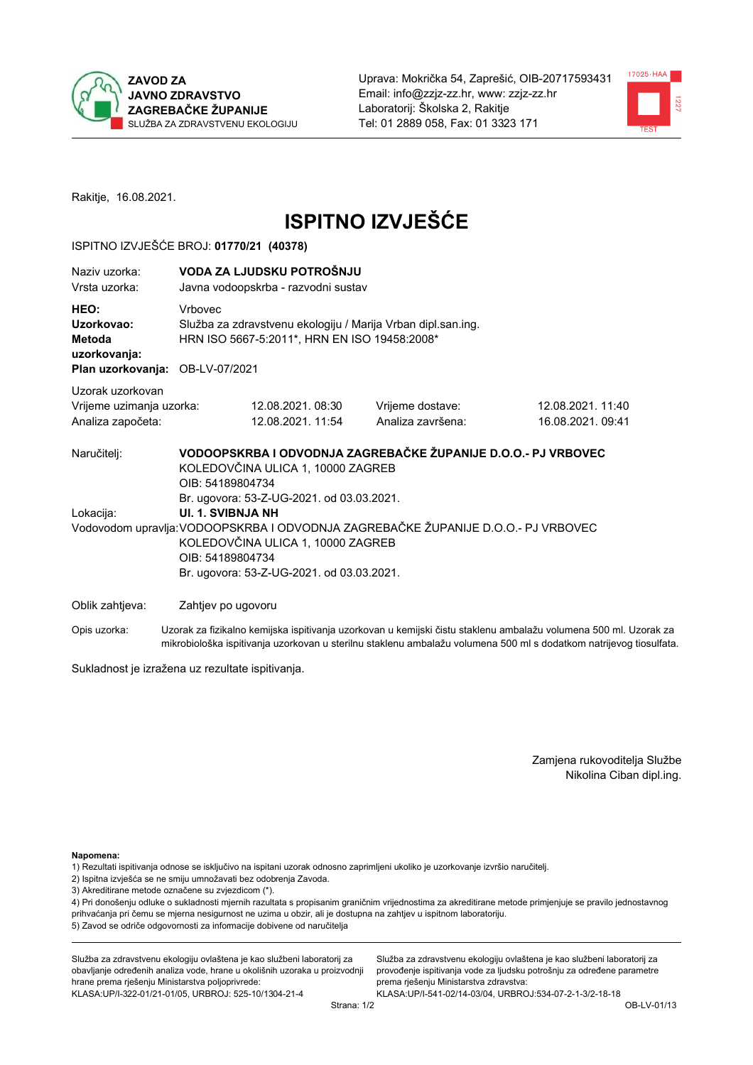ZAVOD ZA JAVNO ZDRAVSTVO ZAGREBAČKE ŽUPANIJE
SLUŽBA ZA ZDRAVSTVENU EKOLOGIJU

Uprava: Mokrička 54, Zaprešić, OIB-20717593431
Email: info@zzjz-zz.hr, www: zzjz-zz.hr
Laboratorij: Školska 2, Rakitje
Tel: 01 2889 058, Fax: 01 3323 171

Rakitje, 16.08.2021.

# ISPITNO IZVJEŠĆE

ISPITNO IZVJEŠĆE BROJ: **01770/21 (40378)**

| | |
|---|---|
| Naziv uzorka: | **VODA ZA LJUDSKU POTROŠNJU** |
| Vrsta uzorka: | Javna vodoopskrba - razvodni sustav |
| **HEO:** | Vrbovec |
| **Uzorkovao:** | Služba za zdravstvenu ekologiju / Marija Vrban dipl.san.ing. |
| **Metoda uzorkovanja:** | HRN ISO 5667-5:2011*, HRN EN ISO 19458:2008* |
| **Plan uzorkovanja:** | OB-LV-07/2021 |

Uzorak uzorkovan

| | | | |
|---|---|---|---|
| Vrijeme uzimanja uzorka: | 12.08.2021. 08:30 | Vrijeme dostave: | 12.08.2021. 11:40 |
| Analiza započeta: | 12.08.2021. 11:54 | Analiza završena: | 16.08.2021. 09:41 |

Naručitelj: **VODOOPSKRBA I ODVODNJA ZAGREBAČKE ŽUPANIJE D.O.O.- PJ VRBOVEC**
KOLEDOVČINA ULICA 1, 10000 ZAGREB
OIB: 54189804734
Br. ugovora: 53-Z-UG-2021. od 03.03.2021.

Lokacija: **Ul. 1. SVIBNJA NH**

Vodovodom upravlja: VODOOPSKRBA I ODVODNJA ZAGREBAČKE ŽUPANIJE D.O.O.- PJ VRBOVEC
KOLEDOVČINA ULICA 1, 10000 ZAGREB
OIB: 54189804734
Br. ugovora: 53-Z-UG-2021. od 03.03.2021.

Oblik zahtjeva: Zahtjev po ugovoru

Opis uzorka: Uzorak za fizikalno kemijska ispitivanja uzorkovan u kemijski čistu staklenu ambalažu volumena 500 ml. Uzorak za mikrobiološka ispitivanja uzorkovan u sterilnu staklenu ambalažu volumena 500 ml s dodatkom natrijevog tiosulfata.

Sukladnost je izražena uz rezultate ispitivanja.

Zamjena rukovoditelja Službe
Nikolina Ciban dipl.ing.

**Napomena:**
1) Rezultati ispitivanja odnose se isključivo na ispitani uzorak odnosno zaprimljeni ukoliko je uzorkovanje izvršio naručitelj.
2) Ispitna izvješća se ne smiju umnožavati bez odobrenja Zavoda.
3) Akreditirane metode označene su zvjezdicom (*).
4) Pri donošenju odluke o sukladnosti mjernih razultata s propisanim graničnim vrijednostima za akreditirane metode primjenjuje se pravilo jednostavnog prihvaćanja pri čemu se mjerna nesigurnost ne uzima u obzir, ali je dostupna na zahtjev u ispitnom laboratoriju.
5) Zavod se odriče odgovornosti za informacije dobivene od naručitelja

Služba za zdravstvenu ekologiju ovlaštena je kao službeni laboratorij za obavljanje određenih analiza vode, hrane u okolišnih uzoraka u proizvodnji hrane prema rješenju Ministarstva poljoprivrede: KLASA:UP/I-322-01/21-01/05, URBROJ: 525-10/1304-21-4

Služba za zdravstvenu ekologiju ovlaštena je kao službeni laboratorij za provođenje ispitivanja vode za ljudsku potrošnju za određene parametre prema rješenju Ministarstva zdravstva: KLASA:UP/I-541-02/14-03/04, URBROJ:534-07-2-1-3/2-18-18

OB-LV-01/13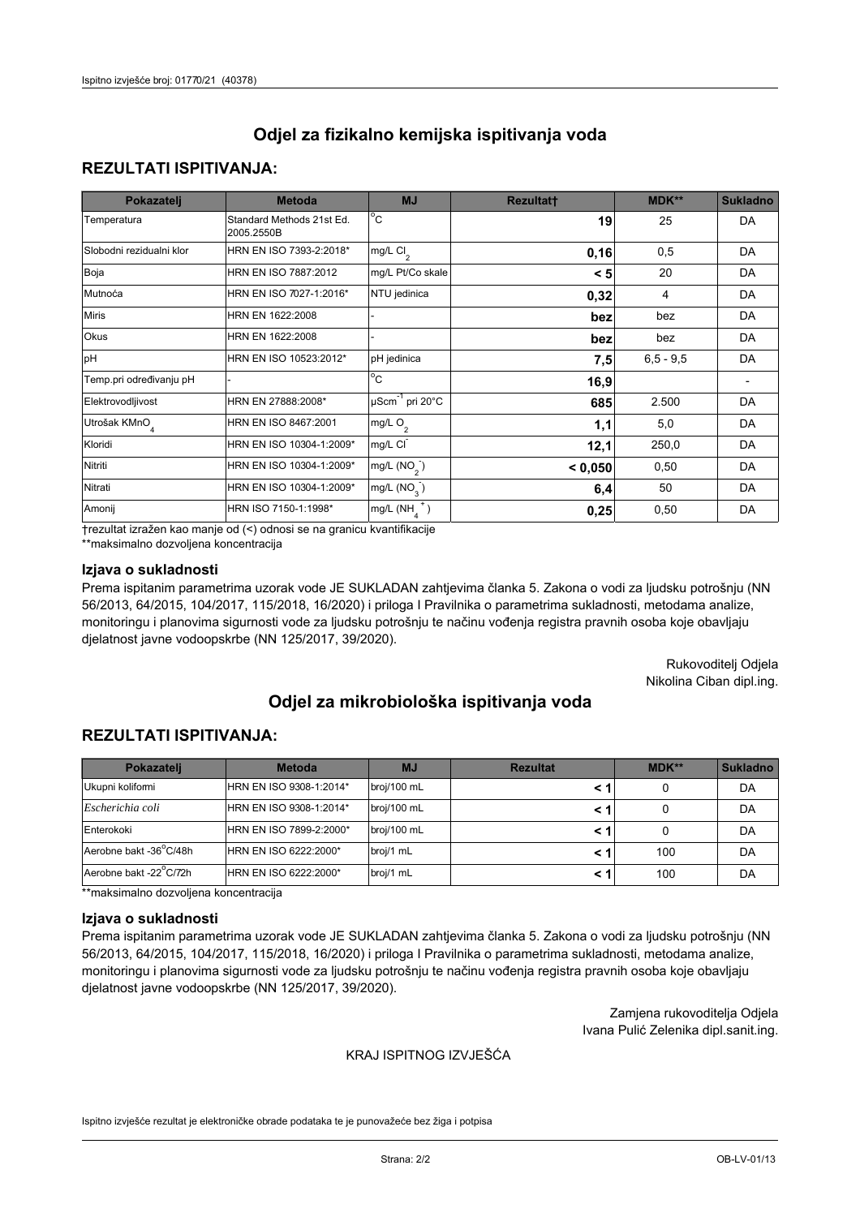# Odjel za fizikalno kemijska ispitivanja voda

## REZULTATI ISPITIVANJA:

| Pokazatelj | Metoda | MJ | Rezultat† | MDK** | Sukladno |
|---|---|---|---|---|---|
| Temperatura | Standard Methods 21st Ed. 2005.2550B | °C | **19** | 25 | DA |
| Slobodni rezidualni klor | HRN EN ISO 7393-2:2018* | mg/L $Cl_2$ | **0,16** | 0,5 | DA |
| Boja | HRN EN ISO 7887:2012 | mg/L Pt/Co skale | **< 5** | 20 | DA |
| Mutnoća | HRN EN ISO 7027-1:2016* | NTU jedinica | **0,32** | 4 | DA |
| Miris | HRN EN 1622:2008 | - | **bez** | bez | DA |
| Okus | HRN EN 1622:2008 | - | **bez** | bez | DA |
| pH | HRN EN ISO 10523:2012* | pH jedinica | **7,5** | 6,5 - 9,5 | DA |
| Temp.pri određivanju pH | - | °C | **16,9** | | - |
| Elektrovodljivost | HRN EN 27888:2008* | $\mu Scm^{-1}$ pri 20°C | **685** | 2.500 | DA |
| Utrošak $KMnO_4$ | HRN EN ISO 8467:2001 | mg/L $O_2$ | **1,1** | 5,0 | DA |
| Kloridi | HRN EN ISO 10304-1:2009* | mg/L $Cl^-$ | **12,1** | 250,0 | DA |
| Nitriti | HRN EN ISO 10304-1:2009* | mg/L $(NO_2^-)$ | **< 0,050** | 0,50 | DA |
| Nitrati | HRN EN ISO 10304-1:2009* | mg/L $(NO_3^-)$ | **6,4** | 50 | DA |
| Amonij | HRN ISO 7150-1:1998* | mg/L $(NH_4^+)$ | **0,25** | 0,50 | DA |

†rezultat izražen kao manje od (<) odnosi se na granicu kvantifikacije
**maksimalno dozvoljena koncentracija

### Izjava o sukladnosti

Prema ispitanim parametrima uzorak vode JE SUKLADAN zahtjevima članka 5. Zakona o vodi za ljudsku potrošnju (NN 56/2013, 64/2015, 104/2017, 115/2018, 16/2020) i priloga I Pravilnika o parametrima sukladnosti, metodama analize, monitoringu i planovima sigurnosti vode za ljudsku potrošnju te načinu vođenja registra pravnih osoba koje obavljaju djelatnost javne vodoopskrbe (NN 125/2017, 39/2020).

Rukovoditelj Odjela
Nikolina Ciban dipl.ing.

# Odjel za mikrobiološka ispitivanja voda

## REZULTATI ISPITIVANJA:

| Pokazatelj | Metoda | MJ | Rezultat | MDK** | Sukladno |
|---|---|---|---|---|---|
| Ukupni koliformi | HRN EN ISO 9308-1:2014* | broj/100 mL | **< 1** | 0 | DA |
| *Escherichia coli* | HRN EN ISO 9308-1:2014* | broj/100 mL | **< 1** | 0 | DA |
| Enterokoki | HRN EN ISO 7899-2:2000* | broj/100 mL | **< 1** | 0 | DA |
| Aerobne bakt -36°C/48h | HRN EN ISO 6222:2000* | broj/1 mL | **< 1** | 100 | DA |
| Aerobne bakt -22°C/72h | HRN EN ISO 6222:2000* | broj/1 mL | **< 1** | 100 | DA |

**maksimalno dozvoljena koncentracija

### Izjava o sukladnosti

Prema ispitanim parametrima uzorak vode JE SUKLADAN zahtjevima članka 5. Zakona o vodi za ljudsku potrošnju (NN 56/2013, 64/2015, 104/2017, 115/2018, 16/2020) i priloga I Pravilnika o parametrima sukladnosti, metodama analize, monitoringu i planovima sigurnosti vode za ljudsku potrošnju te načinu vođenja registra pravnih osoba koje obavljaju djelatnost javne vodoopskrbe (NN 125/2017, 39/2020).

Zamjena rukovoditelja Odjela
Ivana Pulić Zelenika dipl.sanit.ing.

KRAJ ISPITNOG IZVJEŠĆA

Ispitno izvješće rezultat je elektroničke obrade podataka te je punovažeće bez žiga i potpisa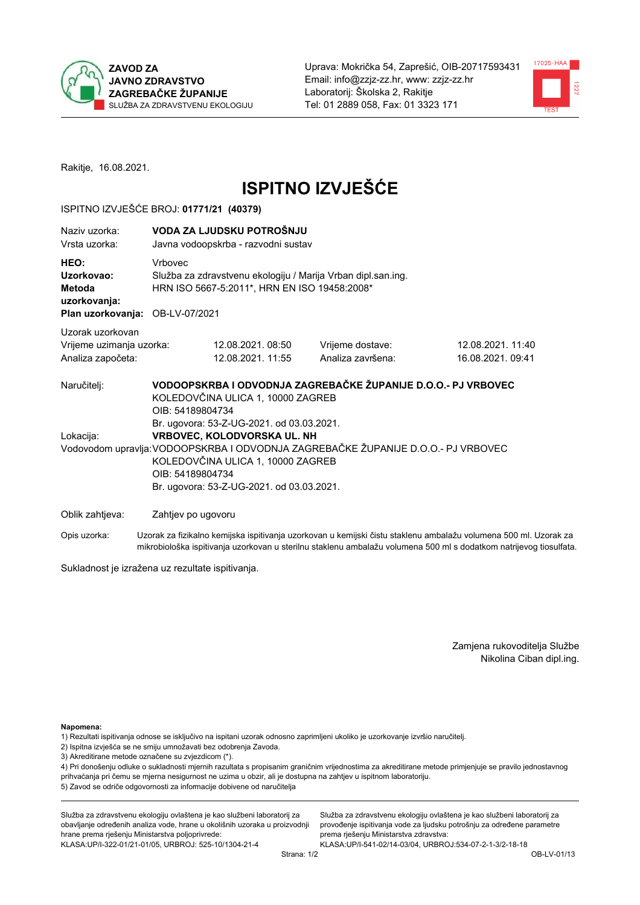ZAVOD ZA JAVNO ZDRAVSTVO ZAGREBAČKE ŽUPANIJE
SLUŽBA ZA ZDRAVSTVENU EKOLOGIJU

Uprava: Mokrička 54, Zaprešić, OIB-20717593431
Email: info@zzjz-zz.hr, www: zzjz-zz.hr
Laboratorij: Školska 2, Rakitje
Tel: 01 2889 058, Fax: 01 3323 171

Rakitje, 16.08.2021.

# ISPITNO IZVJEŠĆE

ISPITNO IZVJEŠĆE BROJ: **01771/21 (40379)**

| | |
|---|---|
| Naziv uzorka: | **VODA ZA LJUDSKU POTROŠNJU** |
| Vrsta uzorka: | Javna vodoopskrba - razvodni sustav |
| **HEO:** | Vrbovec |
| **Uzorkovao:** | Služba za zdravstvenu ekologiju / Marija Vrban dipl.san.ing. |
| **Metoda uzorkovanja:** | HRN ISO 5667-5:2011*, HRN EN ISO 19458:2008* |
| **Plan uzorkovanja:** | OB-LV-07/2021 |

Uzorak uzorkovan

| | | | |
|---|---|---|---|
| Vrijeme uzimanja uzorka: | 12.08.2021. 08:50 | Vrijeme dostave: | 12.08.2021. 11:40 |
| Analiza započeta: | 12.08.2021. 11:55 | Analiza završena: | 16.08.2021. 09:41 |

Naručitelj: **VODOOPSKRBA I ODVODNJA ZAGREBAČKE ŽUPANIJE D.O.O.- PJ VRBOVEC**
KOLEDOVČINA ULICA 1, 10000 ZAGREB
OIB: 54189804734
Br. ugovora: 53-Z-UG-2021. od 03.03.2021.

Lokacija: **VRBOVEC, KOLODVORSKA UL. NH**

Vodovodom upravlja: VODOOPSKRBA I ODVODNJA ZAGREBAČKE ŽUPANIJE D.O.O.- PJ VRBOVEC
KOLEDOVČINA ULICA 1, 10000 ZAGREB
OIB: 54189804734
Br. ugovora: 53-Z-UG-2021. od 03.03.2021.

Oblik zahtjeva: Zahtjev po ugovoru

Opis uzorka: Uzorak za fizikalno kemijska ispitivanja uzorkovan u kemijski čistu staklenu ambalažu volumena 500 ml. Uzorak za mikrobiološka ispitivanja uzorkovan u sterilnu staklenu ambalažu volumena 500 ml s dodatkom natrijevog tiosulfata.

Sukladnost je izražena uz rezultate ispitivanja.

Zamjena rukovoditelja Službe
Nikolina Ciban dipl.ing.

**Napomena:**
1) Rezultati ispitivanja odnose se isključivo na ispitani uzorak odnosno zaprimljeni ukoliko je uzorkovanje izvršio naručitelj.
2) Ispitna izvješća se ne smiju umnožavati bez odobrenja Zavoda.
3) Akreditirane metode označene su zvjezdicom (*).
4) Pri donošenju odluke o sukladnosti mjernih razultata s propisanim graničnim vrijednostima za akreditirane metode primjenjuje se pravilo jednostavnog prihvaćanja pri čemu se mjerna nesigurnost ne uzima u obzir, ali je dostupna na zahtjev u ispitnom laboratoriju.
5) Zavod se odriče odgovornosti za informacije dobivene od naručitelja

Služba za zdravstvenu ekologiju ovlaštena je kao službeni laboratorij za obavljanje određenih analiza vode, hrane u okolišnih uzoraka u proizvodnji hrane prema rješenju Ministarstva poljoprivrede:
KLASA:UP/I-322-01/21-01/05, URBROJ: 525-10/1304-21-4

Služba za zdravstvenu ekologiju ovlaštena je kao službeni laboratorij za provođenje ispitivanja vode za ljudsku potrošnju za određene parametre prema rješenju Ministarstva zdravstva:
KLASA:UP/I-541-02/14-03/04, URBROJ:534-07-2-1-3/2-18-18

OB-LV-01/13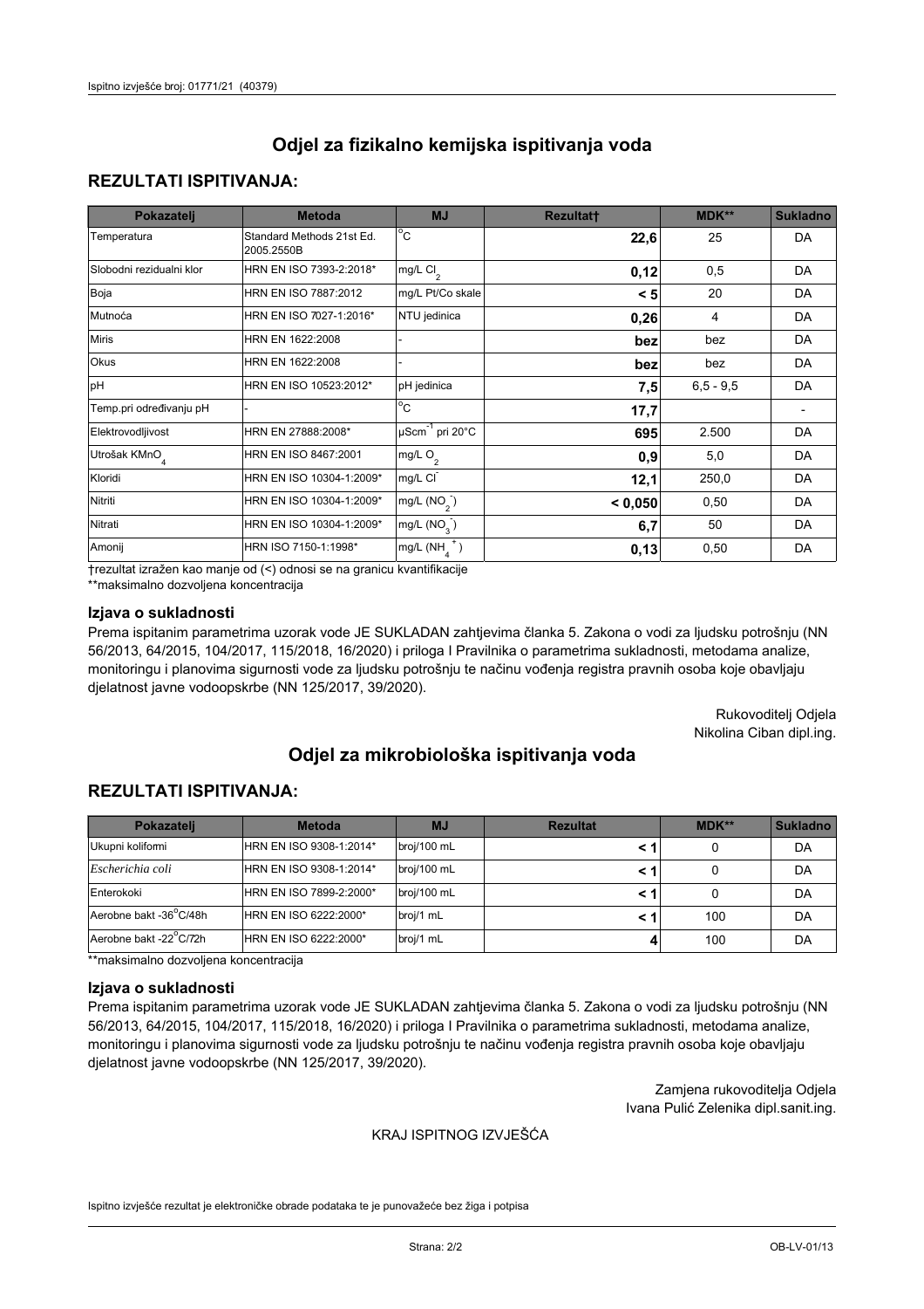## Odjel za fizikalno kemijska ispitivanja voda

### REZULTATI ISPITIVANJA:

| Pokazatelj | Metoda | MJ | Rezultat† | MDK** | Sukladno |
|---|---|---|---|---|---|
| Temperatura | Standard Methods 21st Ed. 2005.2550B | °C | **22,6** | 25 | DA |
| Slobodni rezidualni klor | HRN EN ISO 7393-2:2018* | mg/L $Cl_2$ | **0,12** | 0,5 | DA |
| Boja | HRN EN ISO 7887:2012 | mg/L Pt/Co skale | **< 5** | 20 | DA |
| Mutnoća | HRN EN ISO 7027-1:2016* | NTU jedinica | **0,26** | 4 | DA |
| Miris | HRN EN 1622:2008 | - | **bez** | bez | DA |
| Okus | HRN EN 1622:2008 | - | **bez** | bez | DA |
| pH | HRN EN ISO 10523:2012* | pH jedinica | **7,5** | 6,5 - 9,5 | DA |
| Temp.pri određivanju pH | - | °C | **17,7** | | - |
| Elektrovodljivost | HRN EN 27888:2008* | $\mu Scm^{-1}$ pri 20°C | **695** | 2.500 | DA |
| Utrošak $KMnO_4$ | HRN EN ISO 8467:2001 | mg/L $O_2$ | **0,9** | 5,0 | DA |
| Kloridi | HRN EN ISO 10304-1:2009* | mg/L $Cl^-$ | **12,1** | 250,0 | DA |
| Nitriti | HRN EN ISO 10304-1:2009* | mg/L $(NO_2^-)$ | **< 0,050** | 0,50 | DA |
| Nitrati | HRN EN ISO 10304-1:2009* | mg/L $(NO_3^-)$ | **6,7** | 50 | DA |
| Amonij | HRN ISO 7150-1:1998* | mg/L $(NH_4^+)$ | **0,13** | 0,50 | DA |

†rezultat izražen kao manje od (<) odnosi se na granicu kvantifikacije
**maksimalno dozvoljena koncentracija

### Izjava o sukladnosti

Prema ispitanim parametrima uzorak vode JE SUKLADAN zahtjevima članka 5. Zakona o vodi za ljudsku potrošnju (NN 56/2013, 64/2015, 104/2017, 115/2018, 16/2020) i priloga I Pravilnika o parametrima sukladnosti, metodama analize, monitoringu i planovima sigurnosti vode za ljudsku potrošnju te načinu vođenja registra pravnih osoba koje obavljaju djelatnost javne vodoopskrbe (NN 125/2017, 39/2020).

Rukovoditelj Odjela
Nikolina Ciban dipl.ing.

## Odjel za mikrobiološka ispitivanja voda

### REZULTATI ISPITIVANJA:

| Pokazatelj | Metoda | MJ | Rezultat | MDK** | Sukladno |
|---|---|---|---|---|---|
| Ukupni koliformi | HRN EN ISO 9308-1:2014* | broj/100 mL | **< 1** | 0 | DA |
| *Escherichia coli* | HRN EN ISO 9308-1:2014* | broj/100 mL | **< 1** | 0 | DA |
| Enterokoki | HRN EN ISO 7899-2:2000* | broj/100 mL | **< 1** | 0 | DA |
| Aerobne bakt -36°C/48h | HRN EN ISO 6222:2000* | broj/1 mL | **< 1** | 100 | DA |
| Aerobne bakt -22°C/72h | HRN EN ISO 6222:2000* | broj/1 mL | **4** | 100 | DA |

**maksimalno dozvoljena koncentracija

### Izjava o sukladnosti

Prema ispitanim parametrima uzorak vode JE SUKLADAN zahtjevima članka 5. Zakona o vodi za ljudsku potrošnju (NN 56/2013, 64/2015, 104/2017, 115/2018, 16/2020) i priloga I Pravilnika o parametrima sukladnosti, metodama analize, monitoringu i planovima sigurnosti vode za ljudsku potrošnju te načinu vođenja registra pravnih osoba koje obavljaju djelatnost javne vodoopskrbe (NN 125/2017, 39/2020).

Zamjena rukovoditelja Odjela
Ivana Pulić Zelenika dipl.sanit.ing.

KRAJ ISPITNOG IZVJEŠĆA

Ispitno izvješće rezultat je elektroničke obrade podataka te je punovažeće bez žiga i potpisa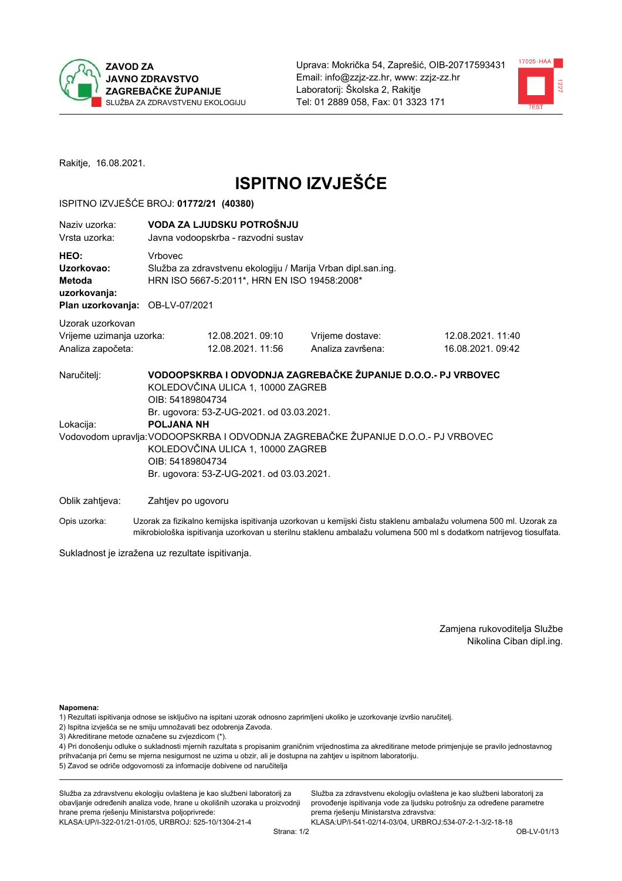ZAVOD ZA JAVNO ZDRAVSTVO ZAGREBAČKE ŽUPANIJE
SLUŽBA ZA ZDRAVSTVENU EKOLOGIJU

Uprava: Mokrička 54, Zaprešić, OIB-20717593431
Email: info@zzjz-zz.hr, www: zzjz-zz.hr
Laboratorij: Školska 2, Rakitje
Tel: 01 2889 058, Fax: 01 3323 171

Rakitje, 16.08.2021.

# ISPITNO IZVJEŠĆE

ISPITNO IZVJEŠĆE BROJ: **01772/21 (40380)**

| | |
|---|---|
| Naziv uzorka: | **VODA ZA LJUDSKU POTROŠNJU** |
| Vrsta uzorka: | Javna vodoopskrba - razvodni sustav |
| **HEO:** | Vrbovec |
| **Uzorkovao:** | Služba za zdravstvenu ekologiju / Marija Vrban dipl.san.ing. |
| **Metoda uzorkovanja:** | HRN ISO 5667-5:2011*, HRN EN ISO 19458:2008* |
| **Plan uzorkovanja:** | OB-LV-07/2021 |

Uzorak uzorkovan

| | | | |
|---|---|---|---|
| Vrijeme uzimanja uzorka: | 12.08.2021. 09:10 | Vrijeme dostave: | 12.08.2021. 11:40 |
| Analiza započeta: | 12.08.2021. 11:56 | Analiza završena: | 16.08.2021. 09:42 |

Naručitelj: **VODOOPSKRBA I ODVODNJA ZAGREBAČKE ŽUPANIJE D.O.O.- PJ VRBOVEC**
KOLEDOVČINA ULICA 1, 10000 ZAGREB
OIB: 54189804734
Br. ugovora: 53-Z-UG-2021. od 03.03.2021.

Lokacija: **POLJANA NH**

Vodovodom upravlja: VODOOPSKRBA I ODVODNJA ZAGREBAČKE ŽUPANIJE D.O.O.- PJ VRBOVEC
KOLEDOVČINA ULICA 1, 10000 ZAGREB
OIB: 54189804734
Br. ugovora: 53-Z-UG-2021. od 03.03.2021.

Oblik zahtjeva: Zahtjev po ugovoru

Opis uzorka: Uzorak za fizikalno kemijska ispitivanja uzorkovan u kemijski čistu staklenu ambalažu volumena 500 ml. Uzorak za mikrobiološka ispitivanja uzorkovan u sterilnu staklenu ambalažu volumena 500 ml s dodatkom natrijevog tiosulfata.

Sukladnost je izražena uz rezultate ispitivanja.

Zamjena rukovoditelja Službe
Nikolina Ciban dipl.ing.

**Napomena:**
1) Rezultati ispitivanja odnose se isključivo na ispitani uzorak odnosno zaprimljeni ukoliko je uzorkovanje izvršio naručitelj.
2) Ispitna izvješća se ne smiju umnožavati bez odobrenja Zavoda.
3) Akreditirane metode označene su zvjezdicom (*).
4) Pri donošenju odluke o sukladnosti mjernih razultata s propisanim graničnim vrijednostima za akreditirane metode primjenjuje se pravilo jednostavnog prihvaćanja pri čemu se mjerna nesigurnost ne uzima u obzir, ali je dostupna na zahtjev u ispitnom laboratoriju.
5) Zavod se odriče odgovornosti za informacije dobivene od naručitelja

Služba za zdravstvenu ekologiju ovlaštena je kao službeni laboratorij za obavljanje određenih analiza vode, hrane u okolišnih uzoraka u proizvodnji hrane prema rješenju Ministarstva poljoprivrede:
KLASA:UP/I-322-01/21-01/05, URBROJ: 525-10/1304-21-4

Služba za zdravstvenu ekologiju ovlaštena je kao službeni laboratorij za provođenje ispitivanja vode za ljudsku potrošnju za određene parametre prema rješenju Ministarstva zdravstva:
KLASA:UP/I-541-02/14-03/04, URBROJ:534-07-2-1-3/2-18-18

OB-LV-01/13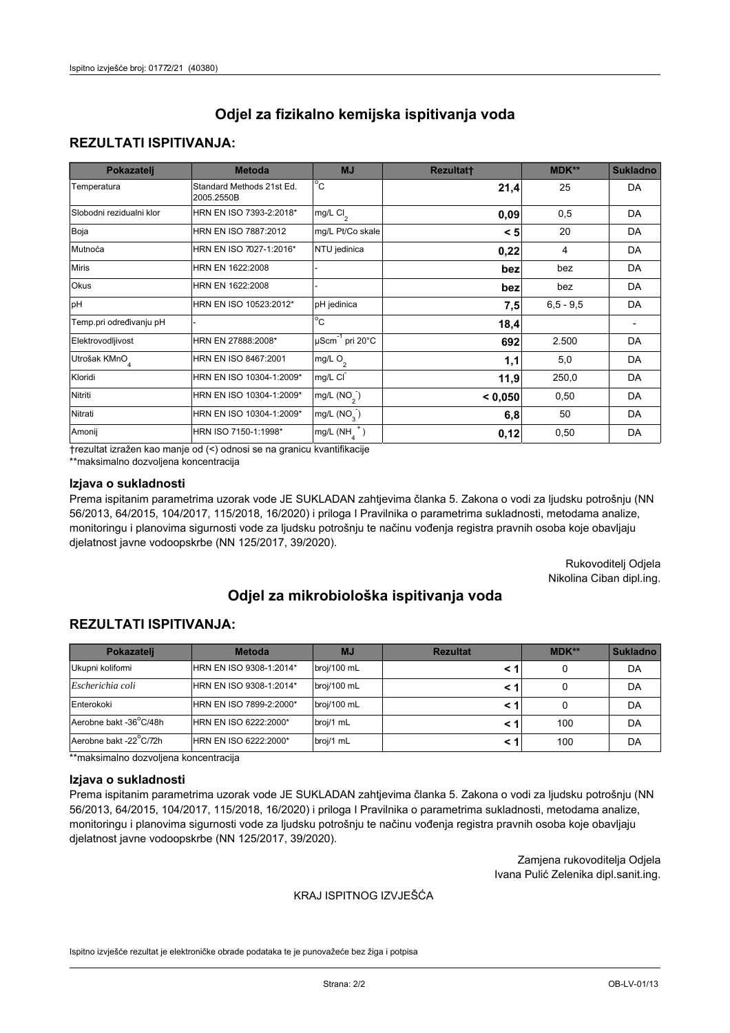# Odjel za fizikalno kemijska ispitivanja voda

## REZULTATI ISPITIVANJA:

| Pokazatelj | Metoda | MJ | Rezultat† | MDK** | Sukladno |
|---|---|---|---|---|---|
| Temperatura | Standard Methods 21st Ed. 2005.2550B | °C | **21,4** | 25 | DA |
| Slobodni rezidualni klor | HRN EN ISO 7393-2:2018* | mg/L $Cl_2$ | **0,09** | 0,5 | DA |
| Boja | HRN EN ISO 7887:2012 | mg/L Pt/Co skale | **< 5** | 20 | DA |
| Mutnoća | HRN EN ISO 7027-1:2016* | NTU jedinica | **0,22** | 4 | DA |
| Miris | HRN EN 1622:2008 | - | **bez** | bez | DA |
| Okus | HRN EN 1622:2008 | - | **bez** | bez | DA |
| pH | HRN EN ISO 10523:2012* | pH jedinica | **7,5** | 6,5 - 9,5 | DA |
| Temp.pri određivanju pH | - | °C | **18,4** | | - |
| Elektrovodljivost | HRN EN 27888:2008* | $\mu Scm^{-1}$ pri 20°C | **692** | 2.500 | DA |
| Utrošak $KMnO_4$ | HRN EN ISO 8467:2001 | mg/L $O_2$ | **1,1** | 5,0 | DA |
| Kloridi | HRN EN ISO 10304-1:2009* | mg/L $Cl^-$ | **11,9** | 250,0 | DA |
| Nitriti | HRN EN ISO 10304-1:2009* | mg/L $(NO_2^-)$ | **< 0,050** | 0,50 | DA |
| Nitrati | HRN EN ISO 10304-1:2009* | mg/L $(NO_3^-)$ | **6,8** | 50 | DA |
| Amonij | HRN ISO 7150-1:1998* | mg/L $(NH_4^+)$ | **0,12** | 0,50 | DA |

†rezultat izražen kao manje od (<) odnosi se na granicu kvantifikacije

**maksimalno dozvoljena koncentracija

### Izjava o sukladnosti

Prema ispitanim parametrima uzorak vode JE SUKLADAN zahtjevima članka 5. Zakona o vodi za ljudsku potrošnju (NN 56/2013, 64/2015, 104/2017, 115/2018, 16/2020) i priloga I Pravilnika o parametrima sukladnosti, metodama analize, monitoringu i planovima sigurnosti vode za ljudsku potrošnju te načinu vođenja registra pravnih osoba koje obavljaju djelatnost javne vodoopskrbe (NN 125/2017, 39/2020).

Rukovoditelj Odjela
Nikolina Ciban dipl.ing.

# Odjel za mikrobiološka ispitivanja voda

## REZULTATI ISPITIVANJA:

| Pokazatelj | Metoda | MJ | Rezultat | MDK** | Sukladno |
|---|---|---|---|---|---|
| Ukupni koliformi | HRN EN ISO 9308-1:2014* | broj/100 mL | **< 1** | 0 | DA |
| *Escherichia coli* | HRN EN ISO 9308-1:2014* | broj/100 mL | **< 1** | 0 | DA |
| Enterokoki | HRN EN ISO 7899-2:2000* | broj/100 mL | **< 1** | 0 | DA |
| Aerobne bakt -36°C/48h | HRN EN ISO 6222:2000* | broj/1 mL | **< 1** | 100 | DA |
| Aerobne bakt -22°C/72h | HRN EN ISO 6222:2000* | broj/1 mL | **< 1** | 100 | DA |

**maksimalno dozvoljena koncentracija

### Izjava o sukladnosti

Prema ispitanim parametrima uzorak vode JE SUKLADAN zahtjevima članka 5. Zakona o vodi za ljudsku potrošnju (NN 56/2013, 64/2015, 104/2017, 115/2018, 16/2020) i priloga I Pravilnika o parametrima sukladnosti, metodama analize, monitoringu i planovima sigurnosti vode za ljudsku potrošnju te načinu vođenja registra pravnih osoba koje obavljaju djelatnost javne vodoopskrbe (NN 125/2017, 39/2020).

Zamjena rukovoditelja Odjela
Ivana Pulić Zelenika dipl.sanit.ing.

KRAJ ISPITNOG IZVJEŠĆA

Ispitno izvješće rezultat je elektroničke obrade podataka te je punovažeće bez žiga i potpisa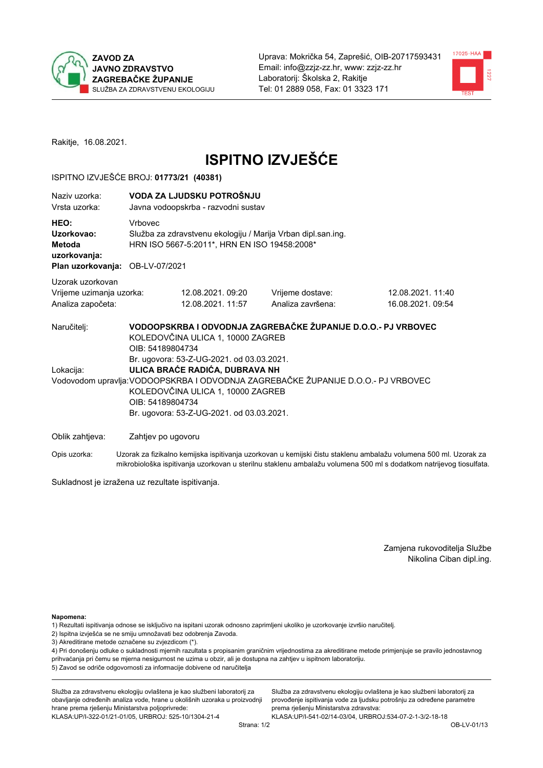ZAVOD ZA JAVNO ZDRAVSTVO ZAGREBAČKE ŽUPANIJE
SLUŽBA ZA ZDRAVSTVENU EKOLOGIJU

Uprava: Mokrička 54, Zaprešić, OIB-20717593431
Email: info@zzjz-zz.hr, www: zzjz-zz.hr
Laboratorij: Školska 2, Rakitje
Tel: 01 2889 058, Fax: 01 3323 171

Rakitje, 16.08.2021.

# ISPITNO IZVJEŠĆE

ISPITNO IZVJEŠĆE BROJ: **01773/21 (40381)**

| | |
|---|---|
| Naziv uzorka: | **VODA ZA LJUDSKU POTROŠNJU** |
| Vrsta uzorka: | Javna vodoopskrba - razvodni sustav |
| **HEO:** | Vrbovec |
| **Uzorkovao:** | Služba za zdravstvenu ekologiju / Marija Vrban dipl.san.ing. |
| **Metoda uzorkovanja:** | HRN ISO 5667-5:2011*, HRN EN ISO 19458:2008* |
| **Plan uzorkovanja:** | OB-LV-07/2021 |

Uzorak uzorkovan

| | | | |
|---|---|---|---|
| Vrijeme uzimanja uzorka: | 12.08.2021. 09:20 | Vrijeme dostave: | 12.08.2021. 11:40 |
| Analiza započeta: | 12.08.2021. 11:57 | Analiza završena: | 16.08.2021. 09:54 |

Naručitelj: **VODOOPSKRBA I ODVODNJA ZAGREBAČKE ŽUPANIJE D.O.O.- PJ VRBOVEC**
KOLEDOVČINA ULICA 1, 10000 ZAGREB
OIB: 54189804734
Br. ugovora: 53-Z-UG-2021. od 03.03.2021.

Lokacija: **ULICA BRAĆE RADIĆA, DUBRAVA NH**

Vodovodom upravlja: VODOOPSKRBA I ODVODNJA ZAGREBAČKE ŽUPANIJE D.O.O.- PJ VRBOVEC
KOLEDOVČINA ULICA 1, 10000 ZAGREB
OIB: 54189804734
Br. ugovora: 53-Z-UG-2021. od 03.03.2021.

Oblik zahtjeva: Zahtjev po ugovoru

Opis uzorka: Uzorak za fizikalno kemijska ispitivanja uzorkovan u kemijski čistu staklenu ambalažu volumena 500 ml. Uzorak za mikrobiološka ispitivanja uzorkovan u sterilnu staklenu ambalažu volumena 500 ml s dodatkom natrijevog tiosulfata.

Sukladnost je izražena uz rezultate ispitivanja.

Zamjena rukovoditelja Službe
Nikolina Ciban dipl.ing.

**Napomena:**
1) Rezultati ispitivanja odnose se isključivo na ispitani uzorak odnosno zaprimljeni ukoliko je uzorkovanje izvršio naručitelj.
2) Ispitna izvješća se ne smiju umnožavati bez odobrenja Zavoda.
3) Akreditirane metode označene su zvjezdicom (*).
4) Pri donošenju odluke o sukladnosti mjernih razultata s propisanim graničnim vrijednostima za akreditirane metode primjenjuje se pravilo jednostavnog prihvaćanja pri čemu se mjerna nesigurnost ne uzima u obzir, ali je dostupna na zahtjev u ispitnom laboratoriju.
5) Zavod se odriče odgovornosti za informacije dobivene od naručitelja

Služba za zdravstvenu ekologiju ovlaštena je kao službeni laboratorij za obavljanje određenih analiza vode, hrane u okolišnih uzoraka u proizvodnji hrane prema rješenju Ministarstva poljoprivrede: KLASA:UP/I-322-01/21-01/05, URBROJ: 525-10/1304-21-4

Služba za zdravstvenu ekologiju ovlaštena je kao službeni laboratorij za provođenje ispitivanja vode za ljudsku potrošnju za određene parametre prema rješenju Ministarstva zdravstva: KLASA:UP/I-541-02/14-03/04, URBROJ:534-07-2-1-3/2-18-18

OB-LV-01/13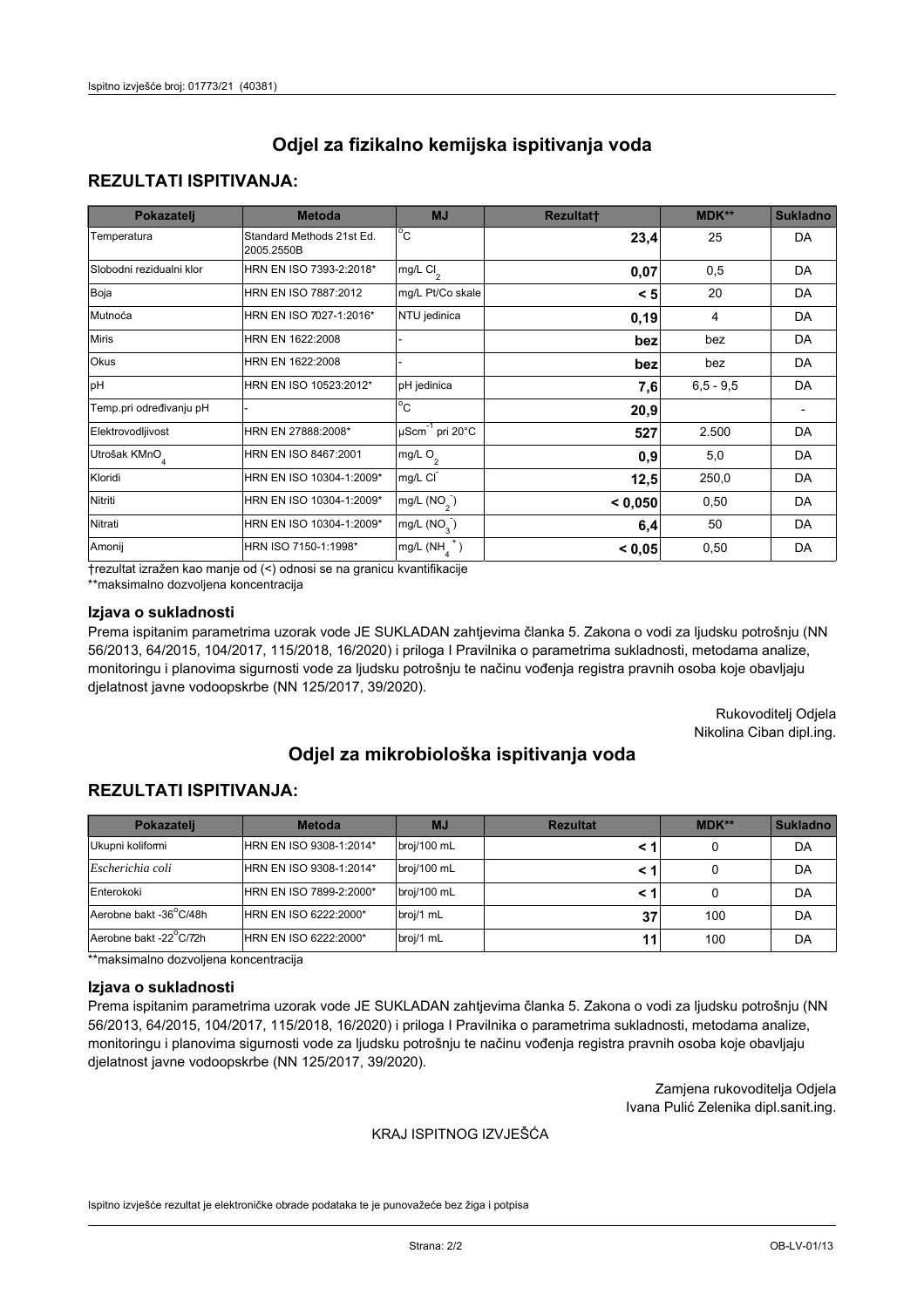# Odjel za fizikalno kemijska ispitivanja voda

## REZULTATI ISPITIVANJA:

| Pokazatelj | Metoda | MJ | Rezultat† | MDK** | Sukladno |
|---|---|---|---|---|---|
| Temperatura | Standard Methods 21st Ed. 2005.2550B | °C | **23,4** | 25 | DA |
| Slobodni rezidualni klor | HRN EN ISO 7393-2:2018* | mg/L $Cl_2$ | **0,07** | 0,5 | DA |
| Boja | HRN EN ISO 7887:2012 | mg/L Pt/Co skale | **< 5** | 20 | DA |
| Mutnoća | HRN EN ISO 7027-1:2016* | NTU jedinica | **0,19** | 4 | DA |
| Miris | HRN EN 1622:2008 | - | **bez** | bez | DA |
| Okus | HRN EN 1622:2008 | - | **bez** | bez | DA |
| pH | HRN EN ISO 10523:2012* | pH jedinica | **7,6** | 6,5 - 9,5 | DA |
| Temp.pri određivanju pH | - | °C | **20,9** | | - |
| Elektrovodljivost | HRN EN 27888:2008* | $\mu Scm^{-1}$ pri 20°C | **527** | 2.500 | DA |
| Utrošak $KMnO_4$ | HRN EN ISO 8467:2001 | mg/L $O_2$ | **0,9** | 5,0 | DA |
| Kloridi | HRN EN ISO 10304-1:2009* | mg/L $Cl^-$ | **12,5** | 250,0 | DA |
| Nitriti | HRN EN ISO 10304-1:2009* | mg/L ($NO_2^-$) | **< 0,050** | 0,50 | DA |
| Nitrati | HRN EN ISO 10304-1:2009* | mg/L ($NO_3^-$) | **6,4** | 50 | DA |
| Amonij | HRN ISO 7150-1:1998* | mg/L ($NH_4^+$) | **< 0,05** | 0,50 | DA |

†rezultat izražen kao manje od (<) odnosi se na granicu kvantifikacije
**maksimalno dozvoljena koncentracija

### Izjava o sukladnosti

Prema ispitanim parametrima uzorak vode JE SUKLADAN zahtjevima članka 5. Zakona o vodi za ljudsku potrošnju (NN 56/2013, 64/2015, 104/2017, 115/2018, 16/2020) i priloga I Pravilnika o parametrima sukladnosti, metodama analize, monitoringu i planovima sigurnosti vode za ljudsku potrošnju te načinu vođenja registra pravnih osoba koje obavljaju djelatnost javne vodoopskrbe (NN 125/2017, 39/2020).

Rukovoditelj Odjela
Nikolina Ciban dipl.ing.

# Odjel za mikrobiološka ispitivanja voda

## REZULTATI ISPITIVANJA:

| Pokazatelj | Metoda | MJ | Rezultat | MDK** | Sukladno |
|---|---|---|---|---|---|
| Ukupni koliformi | HRN EN ISO 9308-1:2014* | broj/100 mL | < 1 | 0 | DA |
| *Escherichia coli* | HRN EN ISO 9308-1:2014* | broj/100 mL | < 1 | 0 | DA |
| Enterokoki | HRN EN ISO 7899-2:2000* | broj/100 mL | < 1 | 0 | DA |
| Aerobne bakt -36°C/48h | HRN EN ISO 6222:2000* | broj/1 mL | 37 | 100 | DA |
| Aerobne bakt -22°C/72h | HRN EN ISO 6222:2000* | broj/1 mL | 11 | 100 | DA |

**maksimalno dozvoljena koncentracija

### Izjava o sukladnosti

Prema ispitanim parametrima uzorak vode JE SUKLADAN zahtjevima članka 5. Zakona o vodi za ljudsku potrošnju (NN 56/2013, 64/2015, 104/2017, 115/2018, 16/2020) i priloga I Pravilnika o parametrima sukladnosti, metodama analize, monitoringu i planovima sigurnosti vode za ljudsku potrošnju te načinu vođenja registra pravnih osoba koje obavljaju djelatnost javne vodoopskrbe (NN 125/2017, 39/2020).

Zamjena rukovoditelja Odjela
Ivana Pulić Zelenika dipl.sanit.ing.

KRAJ ISPITNOG IZVJEŠĆA

Ispitno izvješće rezultat je elektroničke obrade podataka te je punovažeće bez žiga i potpisa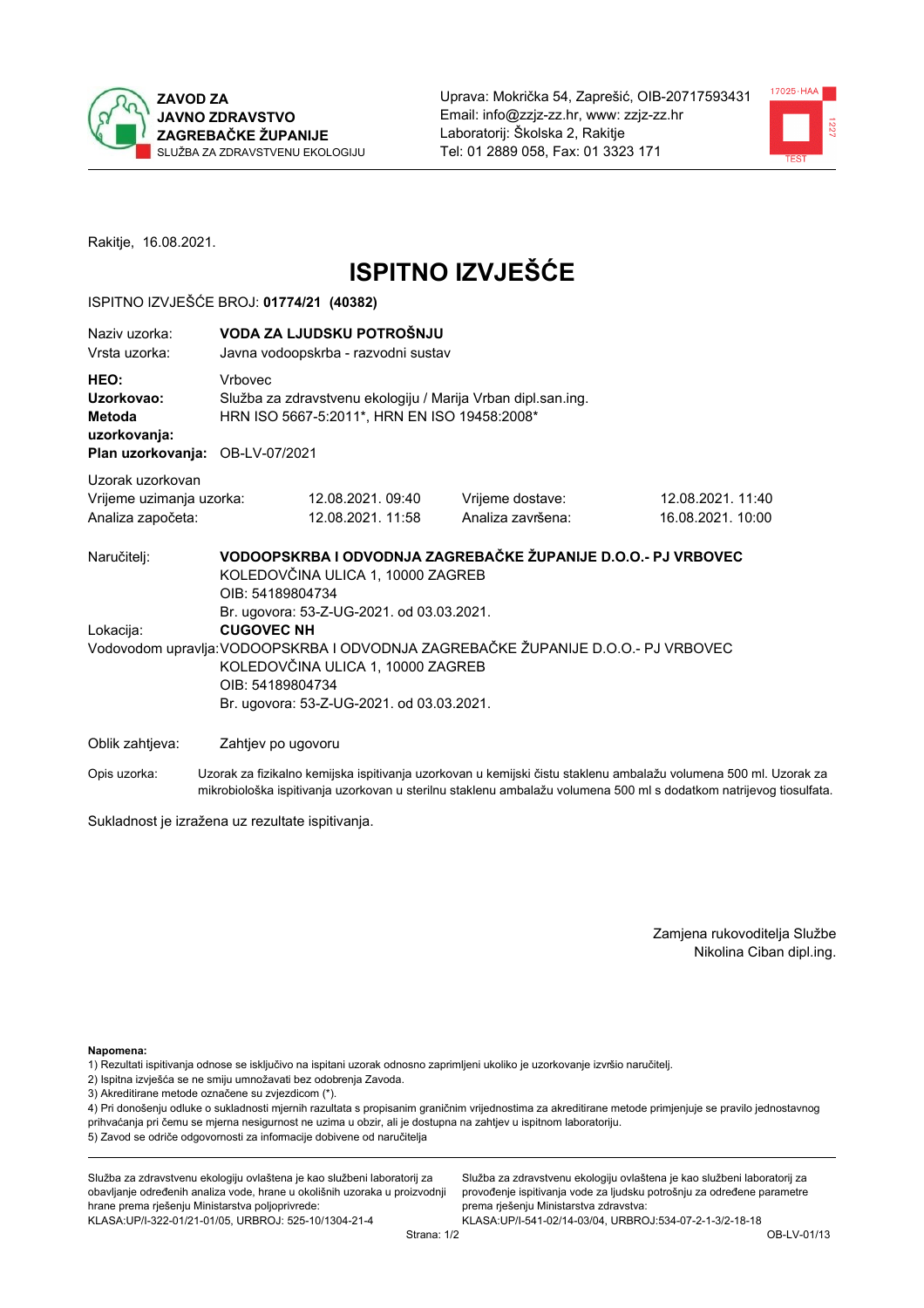ZAVOD ZA JAVNO ZDRAVSTVO ZAGREBAČKE ŽUPANIJE
SLUŽBA ZA ZDRAVSTVENU EKOLOGIJU

Uprava: Mokrička 54, Zaprešić, OIB-20717593431
Email: info@zzjz-zz.hr, www: zzjz-zz.hr
Laboratorij: Školska 2, Rakitje
Tel: 01 2889 058, Fax: 01 3323 171

Rakitje, 16.08.2021.

# ISPITNO IZVJEŠĆE

ISPITNO IZVJEŠĆE BROJ: **01774/21 (40382)**

| | |
|---|---|
| Naziv uzorka: | **VODA ZA LJUDSKU POTROŠNJU** |
| Vrsta uzorka: | Javna vodoopskrba - razvodni sustav |
| **HEO:** | Vrbovec |
| **Uzorkovao:** | Služba za zdravstvenu ekologiju / Marija Vrban dipl.san.ing. |
| **Metoda uzorkovanja:** | HRN ISO 5667-5:2011*, HRN EN ISO 19458:2008* |
| **Plan uzorkovanja:** | OB-LV-07/2021 |

Uzorak uzorkovan

| | | | |
|---|---|---|---|
| Vrijeme uzimanja uzorka: | 12.08.2021. 09:40 | Vrijeme dostave: | 12.08.2021. 11:40 |
| Analiza započeta: | 12.08.2021. 11:58 | Analiza završena: | 16.08.2021. 10:00 |

Naručitelj: **VODOOPSKRBA I ODVODNJA ZAGREBAČKE ŽUPANIJE D.O.O.- PJ VRBOVEC**
KOLEDOVČINA ULICA 1, 10000 ZAGREB
OIB: 54189804734
Br. ugovora: 53-Z-UG-2021. od 03.03.2021.

Lokacija: **CUGOVEC NH**

Vodovodom upravlja: VODOOPSKRBA I ODVODNJA ZAGREBAČKE ŽUPANIJE D.O.O.- PJ VRBOVEC
KOLEDOVČINA ULICA 1, 10000 ZAGREB
OIB: 54189804734
Br. ugovora: 53-Z-UG-2021. od 03.03.2021.

Oblik zahtjeva: Zahtjev po ugovoru

Opis uzorka: Uzorak za fizikalno kemijska ispitivanja uzorkovan u kemijski čistu staklenu ambalažu volumena 500 ml. Uzorak za mikrobiološka ispitivanja uzorkovan u sterilnu staklenu ambalažu volumena 500 ml s dodatkom natrijevog tiosulfata.

Sukladnost je izražena uz rezultate ispitivanja.

Zamjena rukovoditelja Službe
Nikolina Ciban dipl.ing.

**Napomena:**
1) Rezultati ispitivanja odnose se isključivo na ispitani uzorak odnosno zaprimljeni ukoliko je uzorkovanje izvršio naručitelj.
2) Ispitna izvješća se ne smiju umnožavati bez odobrenja Zavoda.
3) Akreditirane metode označene su zvjezdicom (*).
4) Pri donošenju odluke o sukladnosti mjernih razultata s propisanim graničnim vrijednostima za akreditirane metode primjenjuje se pravilo jednostavnog prihvaćanja pri čemu se mjerna nesigurnost ne uzima u obzir, ali je dostupna na zahtjev u ispitnom laboratoriju.
5) Zavod se odriče odgovornosti za informacije dobivene od naručitelja

Služba za zdravstvenu ekologiju ovlaštena je kao službeni laboratorij za obavljanje određenih analiza vode, hrane u okolišnih uzoraka u proizvodnji hrane prema rješenju Ministarstva poljoprivrede:
KLASA:UP/I-322-01/21-01/05, URBROJ: 525-10/1304-21-4

Služba za zdravstvenu ekologiju ovlaštena je kao službeni laboratorij za provođenje ispitivanja vode za ljudsku potrošnju za određene parametre prema rješenju Ministarstva zdravstva:
KLASA:UP/I-541-02/14-03/04, URBROJ:534-07-2-1-3/2-18-18

OB-LV-01/13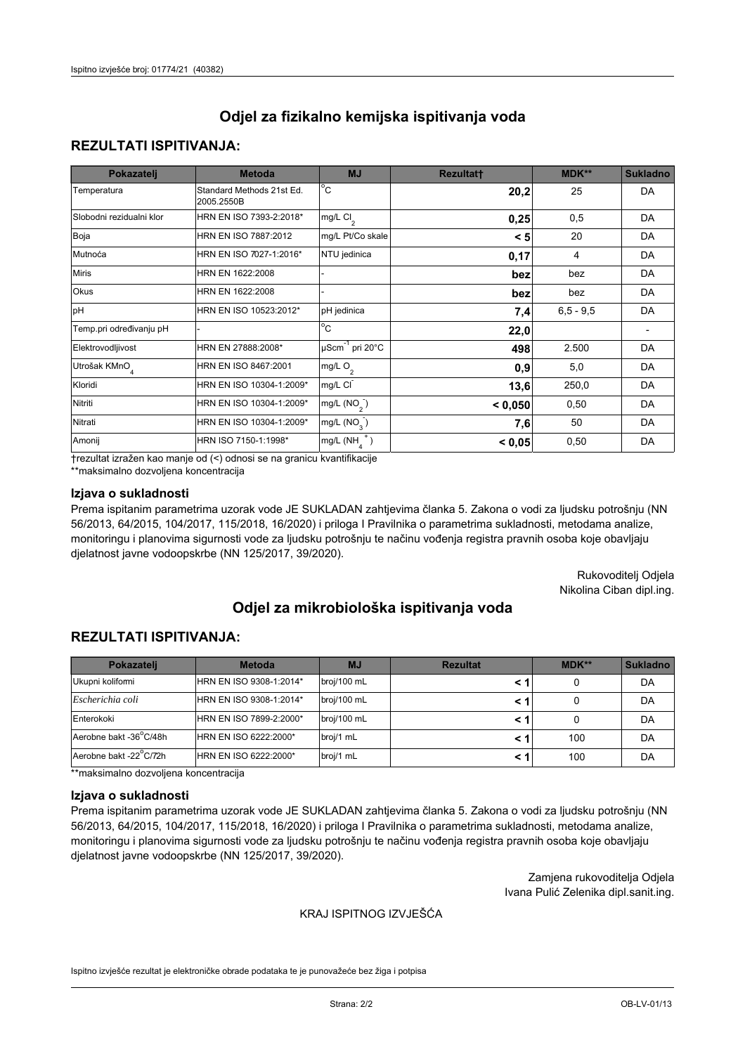# Odjel za fizikalno kemijska ispitivanja voda

## REZULTATI ISPITIVANJA:

| Pokazatelj | Metoda | MJ | Rezultat† | MDK** | Sukladno |
|---|---|---|---|---|---|
| Temperatura | Standard Methods 21st Ed. 2005.2550B | °C | **20,2** | 25 | DA |
| Slobodni rezidualni klor | HRN EN ISO 7393-2:2018* | mg/L $Cl_2$ | **0,25** | 0,5 | DA |
| Boja | HRN EN ISO 7887:2012 | mg/L Pt/Co skale | **< 5** | 20 | DA |
| Mutnoća | HRN EN ISO 7027-1:2016* | NTU jedinica | **0,17** | 4 | DA |
| Miris | HRN EN 1622:2008 | - | **bez** | bez | DA |
| Okus | HRN EN 1622:2008 | - | **bez** | bez | DA |
| pH | HRN EN ISO 10523:2012* | pH jedinica | **7,4** | 6,5 - 9,5 | DA |
| Temp.pri određivanju pH | - | °C | **22,0** | | - |
| Elektrovodljivost | HRN EN 27888:2008* | $\mu Scm^{-1}$ pri 20°C | **498** | 2.500 | DA |
| Utrošak $KMnO_4$ | HRN EN ISO 8467:2001 | mg/L $O_2$ | **0,9** | 5,0 | DA |
| Kloridi | HRN EN ISO 10304-1:2009* | mg/L $Cl^-$ | **13,6** | 250,0 | DA |
| Nitriti | HRN EN ISO 10304-1:2009* | mg/L ($NO_2^-$) | **< 0,050** | 0,50 | DA |
| Nitrati | HRN EN ISO 10304-1:2009* | mg/L ($NO_3^-$) | **7,6** | 50 | DA |
| Amonij | HRN ISO 7150-1:1998* | mg/L ($NH_4^+$) | **< 0,05** | 0,50 | DA |

†rezultat izražen kao manje od (<) odnosi se na granicu kvantifikacije

**maksimalno dozvoljena koncentracija

### Izjava o sukladnosti

Prema ispitanim parametrima uzorak vode JE SUKLADAN zahtjevima članka 5. Zakona o vodi za ljudsku potrošnju (NN 56/2013, 64/2015, 104/2017, 115/2018, 16/2020) i priloga I Pravilnika o parametrima sukladnosti, metodama analize, monitoringu i planovima sigurnosti vode za ljudsku potrošnju te načinu vođenja registra pravnih osoba koje obavljaju djelatnost javne vodoopskrbe (NN 125/2017, 39/2020).

Rukovoditelj Odjela
Nikolina Ciban dipl.ing.

# Odjel za mikrobiološka ispitivanja voda

## REZULTATI ISPITIVANJA:

| Pokazatelj | Metoda | MJ | Rezultat | MDK** | Sukladno |
|---|---|---|---|---|---|
| Ukupni koliformi | HRN EN ISO 9308-1:2014* | broj/100 mL | **< 1** | 0 | DA |
| *Escherichia coli* | HRN EN ISO 9308-1:2014* | broj/100 mL | **< 1** | 0 | DA |
| Enterokoki | HRN EN ISO 7899-2:2000* | broj/100 mL | **< 1** | 0 | DA |
| Aerobne bakt -36°C/48h | HRN EN ISO 6222:2000* | broj/1 mL | **< 1** | 100 | DA |
| Aerobne bakt -22°C/72h | HRN EN ISO 6222:2000* | broj/1 mL | **< 1** | 100 | DA |

**maksimalno dozvoljena koncentracija

### Izjava o sukladnosti

Prema ispitanim parametrima uzorak vode JE SUKLADAN zahtjevima članka 5. Zakona o vodi za ljudsku potrošnju (NN 56/2013, 64/2015, 104/2017, 115/2018, 16/2020) i priloga I Pravilnika o parametrima sukladnosti, metodama analize, monitoringu i planovima sigurnosti vode za ljudsku potrošnju te načinu vođenja registra pravnih osoba koje obavljaju djelatnost javne vodoopskrbe (NN 125/2017, 39/2020).

Zamjena rukovoditelja Odjela
Ivana Pulić Zelenika dipl.sanit.ing.

KRAJ ISPITNOG IZVJEŠĆA

Ispitno izvješće rezultat je elektroničke obrade podataka te je punovažeće bez žiga i potpisa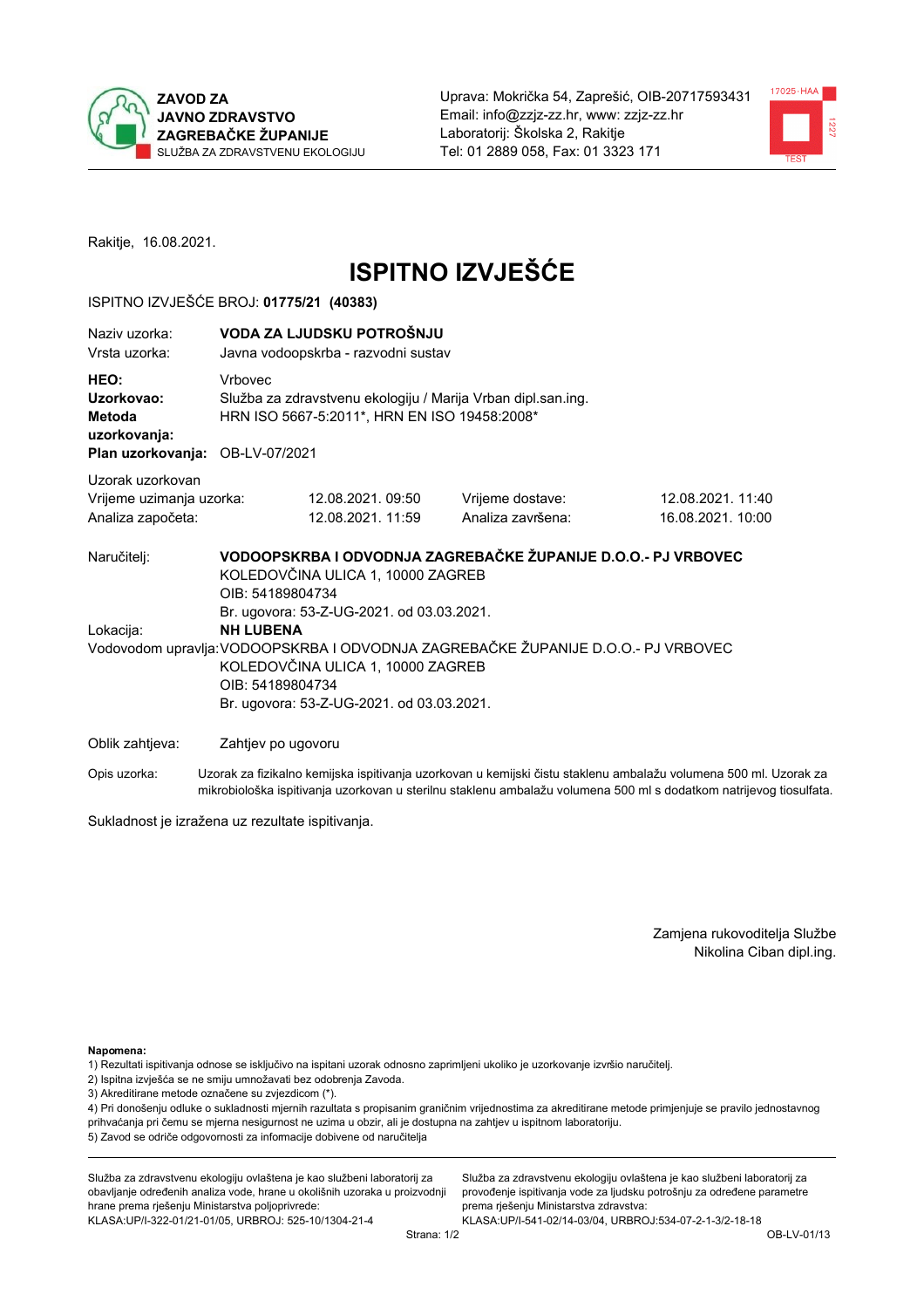ZAVOD ZA JAVNO ZDRAVSTVO ZAGREBAČKE ŽUPANIJE
SLUŽBA ZA ZDRAVSTVENU EKOLOGIJU

Uprava: Mokrička 54, Zaprešić, OIB-20717593431
Email: info@zzjz-zz.hr, www: zzjz-zz.hr
Laboratorij: Školska 2, Rakitje
Tel: 01 2889 058, Fax: 01 3323 171

Rakitje, 16.08.2021.

# ISPITNO IZVJEŠĆE

ISPITNO IZVJEŠĆE BROJ: **01775/21 (40383)**

| | |
|---|---|
| Naziv uzorka: | **VODA ZA LJUDSKU POTROŠNJU** |
| Vrsta uzorka: | Javna vodoopskrba - razvodni sustav |
| **HEO:** | Vrbovec |
| **Uzorkovao:** | Služba za zdravstvenu ekologiju / Marija Vrban dipl.san.ing. |
| **Metoda uzorkovanja:** | HRN ISO 5667-5:2011*, HRN EN ISO 19458:2008* |
| **Plan uzorkovanja:** | OB-LV-07/2021 |

Uzorak uzorkovan

| | | | |
|---|---|---|---|
| Vrijeme uzimanja uzorka: | 12.08.2021. 09:50 | Vrijeme dostave: | 12.08.2021. 11:40 |
| Analiza započeta: | 12.08.2021. 11:59 | Analiza završena: | 16.08.2021. 10:00 |

Naručitelj: **VODOOPSKRBA I ODVODNJA ZAGREBAČKE ŽUPANIJE D.O.O.- PJ VRBOVEC**
KOLEDOVČINA ULICA 1, 10000 ZAGREB
OIB: 54189804734
Br. ugovora: 53-Z-UG-2021. od 03.03.2021.

Lokacija: **NH LUBENA**

Vodovodom upravlja: VODOOPSKRBA I ODVODNJA ZAGREBAČKE ŽUPANIJE D.O.O.- PJ VRBOVEC
KOLEDOVČINA ULICA 1, 10000 ZAGREB
OIB: 54189804734
Br. ugovora: 53-Z-UG-2021. od 03.03.2021.

Oblik zahtjeva: Zahtjev po ugovoru

Opis uzorka: Uzorak za fizikalno kemijska ispitivanja uzorkovan u kemijski čistu staklenu ambalažu volumena 500 ml. Uzorak za mikrobiološka ispitivanja uzorkovan u sterilnu staklenu ambalažu volumena 500 ml s dodatkom natrijevog tiosulfata.

Sukladnost je izražena uz rezultate ispitivanja.

Zamjena rukovoditelja Službe
Nikolina Ciban dipl.ing.

**Napomena:**
1) Rezultati ispitivanja odnose se isključivo na ispitani uzorak odnosno zaprimljeni ukoliko je uzorkovanje izvršio naručitelj.
2) Ispitna izvješća se ne smiju umnožavati bez odobrenja Zavoda.
3) Akreditirane metode označene su zvjezdicom (*).
4) Pri donošenju odluke o sukladnosti mjernih razultata s propisanim graničnim vrijednostima za akreditirane metode primjenjuje se pravilo jednostavnog prihvaćanja pri čemu se mjerna nesigurnost ne uzima u obzir, ali je dostupna na zahtjev u ispitnom laboratoriju.
5) Zavod se odriče odgovornosti za informacije dobivene od naručitelja

Služba za zdravstvenu ekologiju ovlaštena je kao službeni laboratorij za obavljanje određenih analiza vode, hrane u okolišnih uzoraka u proizvodnji hrane prema rješenju Ministarstva poljoprivrede: KLASA:UP/I-322-01/21-01/05, URBROJ: 525-10/1304-21-4

Služba za zdravstvenu ekologiju ovlaštena je kao službeni laboratorij za provođenje ispitivanja vode za ljudsku potrošnju za određene parametre prema rješenju Ministarstva zdravstva: KLASA:UP/I-541-02/14-03/04, URBROJ:534-07-2-1-3/2-18-18

OB-LV-01/13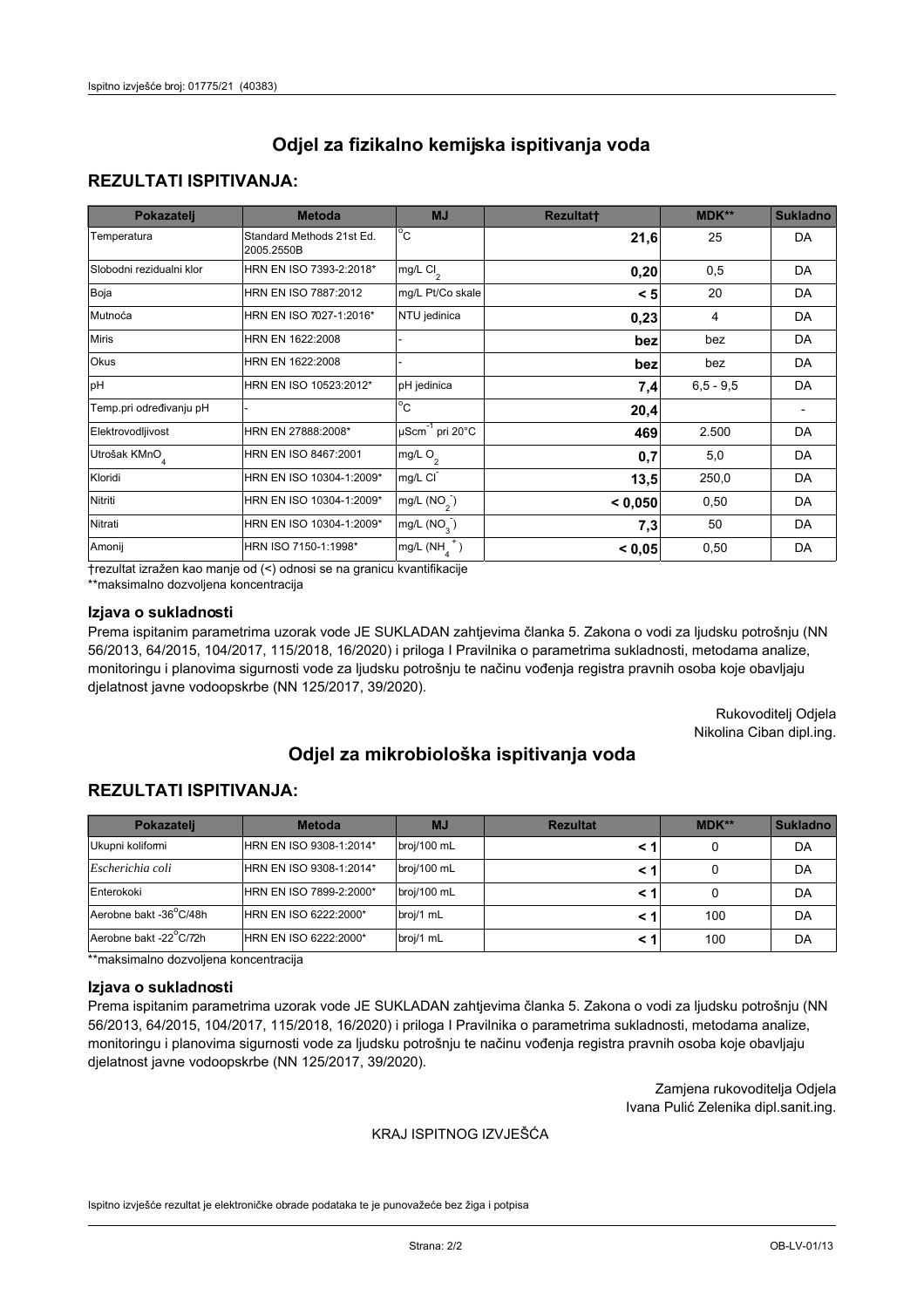# Odjel za fizikalno kemijska ispitivanja voda

## REZULTATI ISPITIVANJA:

| Pokazatelj | Metoda | MJ | Rezultat† | MDK** | Sukladno |
|---|---|---|---|---|---|
| Temperatura | Standard Methods 21st Ed. 2005.2550B | °C | **21,6** | 25 | DA |
| Slobodni rezidualni klor | HRN EN ISO 7393-2:2018* | mg/L $Cl_2$ | **0,20** | 0,5 | DA |
| Boja | HRN EN ISO 7887:2012 | mg/L Pt/Co skale | **< 5** | 20 | DA |
| Mutnoća | HRN EN ISO 7027-1:2016* | NTU jedinica | **0,23** | 4 | DA |
| Miris | HRN EN 1622:2008 | - | **bez** | bez | DA |
| Okus | HRN EN 1622:2008 | - | **bez** | bez | DA |
| pH | HRN EN ISO 10523:2012* | pH jedinica | **7,4** | 6,5 - 9,5 | DA |
| Temp.pri određivanju pH | - | °C | **20,4** | | - |
| Elektrovodljivost | HRN EN 27888:2008* | $\mu Scm^{-1}$ pri 20°C | **469** | 2.500 | DA |
| Utrošak $KMnO_4$ | HRN EN ISO 8467:2001 | mg/L $O_2$ | **0,7** | 5,0 | DA |
| Kloridi | HRN EN ISO 10304-1:2009* | mg/L $Cl^-$ | **13,5** | 250,0 | DA |
| Nitriti | HRN EN ISO 10304-1:2009* | mg/L $(NO_2^-)$ | **< 0,050** | 0,50 | DA |
| Nitrati | HRN EN ISO 10304-1:2009* | mg/L $(NO_3^-)$ | **7,3** | 50 | DA |
| Amonij | HRN ISO 7150-1:1998* | mg/L $(NH_4^+)$ | **< 0,05** | 0,50 | DA |

†rezultat izražen kao manje od (<) odnosi se na granicu kvantifikacije
**maksimalno dozvoljena koncentracija

### Izjava o sukladnosti

Prema ispitanim parametrima uzorak vode JE SUKLADAN zahtjevima članka 5. Zakona o vodi za ljudsku potrošnju (NN 56/2013, 64/2015, 104/2017, 115/2018, 16/2020) i priloga I Pravilnika o parametrima sukladnosti, metodama analize, monitoringu i planovima sigurnosti vode za ljudsku potrošnju te načinu vođenja registra pravnih osoba koje obavljaju djelatnost javne vodoopskrbe (NN 125/2017, 39/2020).

Rukovoditelj Odjela
Nikolina Ciban dipl.ing.

# Odjel za mikrobiološka ispitivanja voda

## REZULTATI ISPITIVANJA:

| Pokazatelj | Metoda | MJ | Rezultat | MDK** | Sukladno |
|---|---|---|---|---|---|
| Ukupni koliformi | HRN EN ISO 9308-1:2014* | broj/100 mL | **< 1** | 0 | DA |
| *Escherichia coli* | HRN EN ISO 9308-1:2014* | broj/100 mL | **< 1** | 0 | DA |
| Enterokoki | HRN EN ISO 7899-2:2000* | broj/100 mL | **< 1** | 0 | DA |
| Aerobne bakt -36°C/48h | HRN EN ISO 6222:2000* | broj/1 mL | **< 1** | 100 | DA |
| Aerobne bakt -22°C/72h | HRN EN ISO 6222:2000* | broj/1 mL | **< 1** | 100 | DA |

**maksimalno dozvoljena koncentracija

### Izjava o sukladnosti

Prema ispitanim parametrima uzorak vode JE SUKLADAN zahtjevima članka 5. Zakona o vodi za ljudsku potrošnju (NN 56/2013, 64/2015, 104/2017, 115/2018, 16/2020) i priloga I Pravilnika o parametrima sukladnosti, metodama analize, monitoringu i planovima sigurnosti vode za ljudsku potrošnju te načinu vođenja registra pravnih osoba koje obavljaju djelatnost javne vodoopskrbe (NN 125/2017, 39/2020).

Zamjena rukovoditelja Odjela
Ivana Pulić Zelenika dipl.sanit.ing.

KRAJ ISPITNOG IZVJEŠĆA

Ispitno izvješće rezultat je elektroničke obrade podataka te je punovažeće bez žiga i potpisa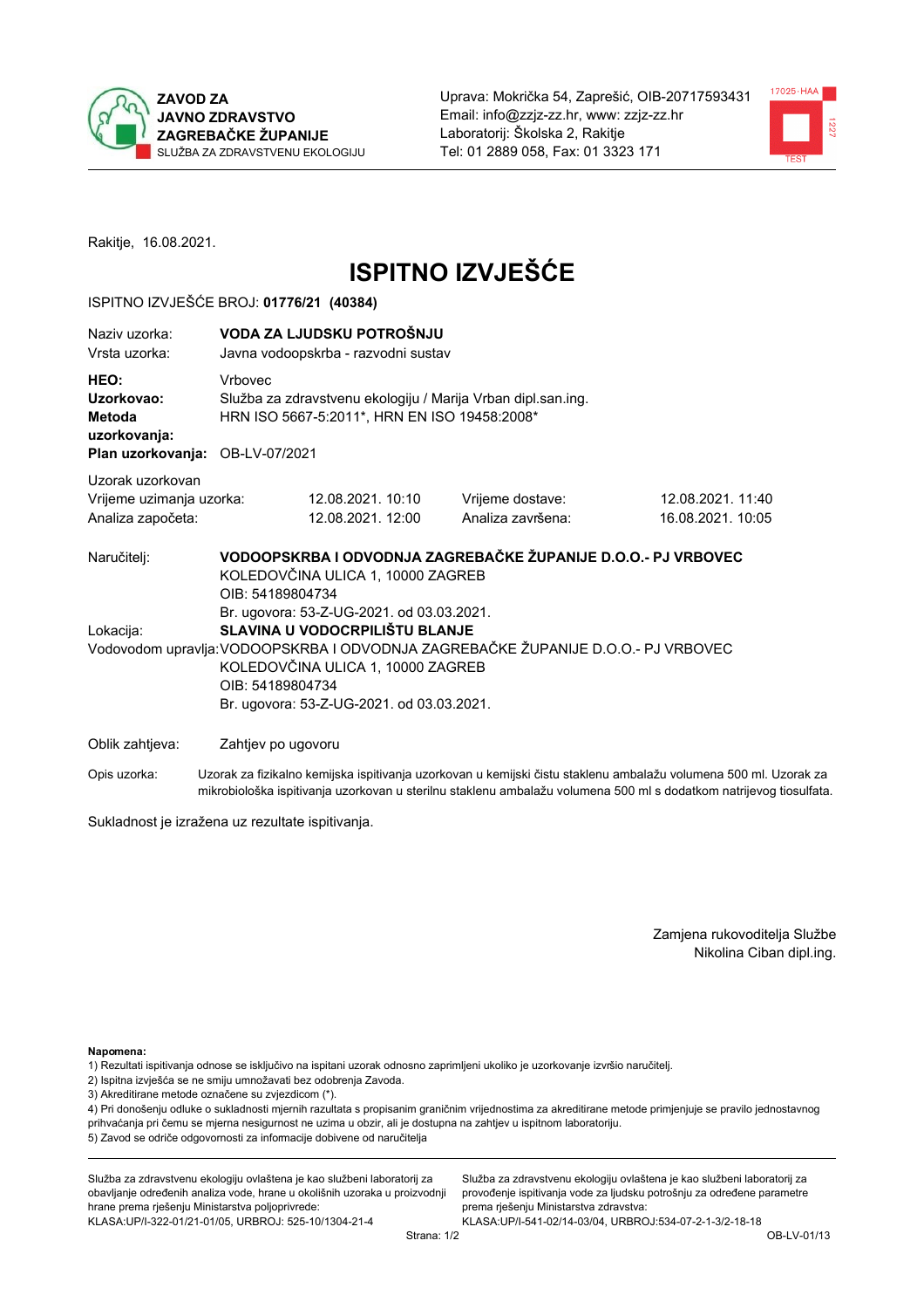**ZAVOD ZA JAVNO ZDRAVSTVO ZAGREBAČKE ŽUPANIJE**
SLUŽBA ZA ZDRAVSTVENU EKOLOGIJU

Uprava: Mokrička 54, Zaprešić, OIB-20717593431
Email: info@zzjz-zz.hr, www: zzjz-zz.hr
Laboratorij: Školska 2, Rakitje
Tel: 01 2889 058, Fax: 01 3323 171

Rakitje, 16.08.2021.

# ISPITNO IZVJEŠĆE

ISPITNO IZVJEŠĆE BROJ: **01776/21 (40384)**

| | |
|---|---|
| Naziv uzorka: | **VODA ZA LJUDSKU POTROŠNJU** |
| Vrsta uzorka: | Javna vodoopskrba - razvodni sustav |
| **HEO:** | Vrbovec |
| **Uzorkovao:** | Služba za zdravstvenu ekologiju / Marija Vrban dipl.san.ing. |
| **Metoda uzorkovanja:** | HRN ISO 5667-5:2011*, HRN EN ISO 19458:2008* |
| **Plan uzorkovanja:** | OB-LV-07/2021 |

Uzorak uzorkovan

| | | | |
|---|---|---|---|
| Vrijeme uzimanja uzorka: | 12.08.2021. 10:10 | Vrijeme dostave: | 12.08.2021. 11:40 |
| Analiza započeta: | 12.08.2021. 12:00 | Analiza završena: | 16.08.2021. 10:05 |

Naručitelj: **VODOOPSKRBA I ODVODNJA ZAGREBAČKE ŽUPANIJE D.O.O.- PJ VRBOVEC**
KOLEDOVČINA ULICA 1, 10000 ZAGREB
OIB: 54189804734
Br. ugovora: 53-Z-UG-2021. od 03.03.2021.

Lokacija: **SLAVINA U VODOCRPILIŠTU BLANJE**

Vodovodom upravlja: VODOOPSKRBA I ODVODNJA ZAGREBAČKE ŽUPANIJE D.O.O.- PJ VRBOVEC
KOLEDOVČINA ULICA 1, 10000 ZAGREB
OIB: 54189804734
Br. ugovora: 53-Z-UG-2021. od 03.03.2021.

Oblik zahtjeva: Zahtjev po ugovoru

Opis uzorka: Uzorak za fizikalno kemijska ispitivanja uzorkovan u kemijski čistu staklenu ambalažu volumena 500 ml. Uzorak za mikrobiološka ispitivanja uzorkovan u sterilnu staklenu ambalažu volumena 500 ml s dodatkom natrijevog tiosulfata.

Sukladnost je izražena uz rezultate ispitivanja.

Zamjena rukovoditelja Službe
Nikolina Ciban dipl.ing.

**Napomena:**

1) Rezultati ispitivanja odnose se isključivo na ispitani uzorak odnosno zaprimljeni ukoliko je uzorkovanje izvršio naručitelj.
2) Ispitna izvješća se ne smiju umnožavati bez odobrenja Zavoda.
3) Akreditirane metode označene su zvjezdicom (*).
4) Pri donošenju odluke o sukladnosti mjernih razultata s propisanim graničnim vrijednostima za akreditirane metode primjenjuje se pravilo jednostavnog prihvaćanja pri čemu se mjerna nesigurnost ne uzima u obzir, ali je dostupna na zahtjev u ispitnom laboratoriju.
5) Zavod se odriče odgovornosti za informacije dobivene od naručitelja

Služba za zdravstvenu ekologiju ovlaštena je kao službeni laboratorij za obavljanje određenih analiza vode, hrane u okolišnih uzoraka u proizvodnji hrane prema rješenju Ministarstva poljoprivrede:
KLASA:UP/I-322-01/21-01/05, URBROJ: 525-10/1304-21-4

Služba za zdravstvenu ekologiju ovlaštena je kao službeni laboratorij za provođenje ispitivanja vode za ljudsku potrošnju za određene parametre prema rješenju Ministarstva zdravstva:
KLASA:UP/I-541-02/14-03/04, URBROJ:534-07-2-1-3/2-18-18

OB-LV-01/13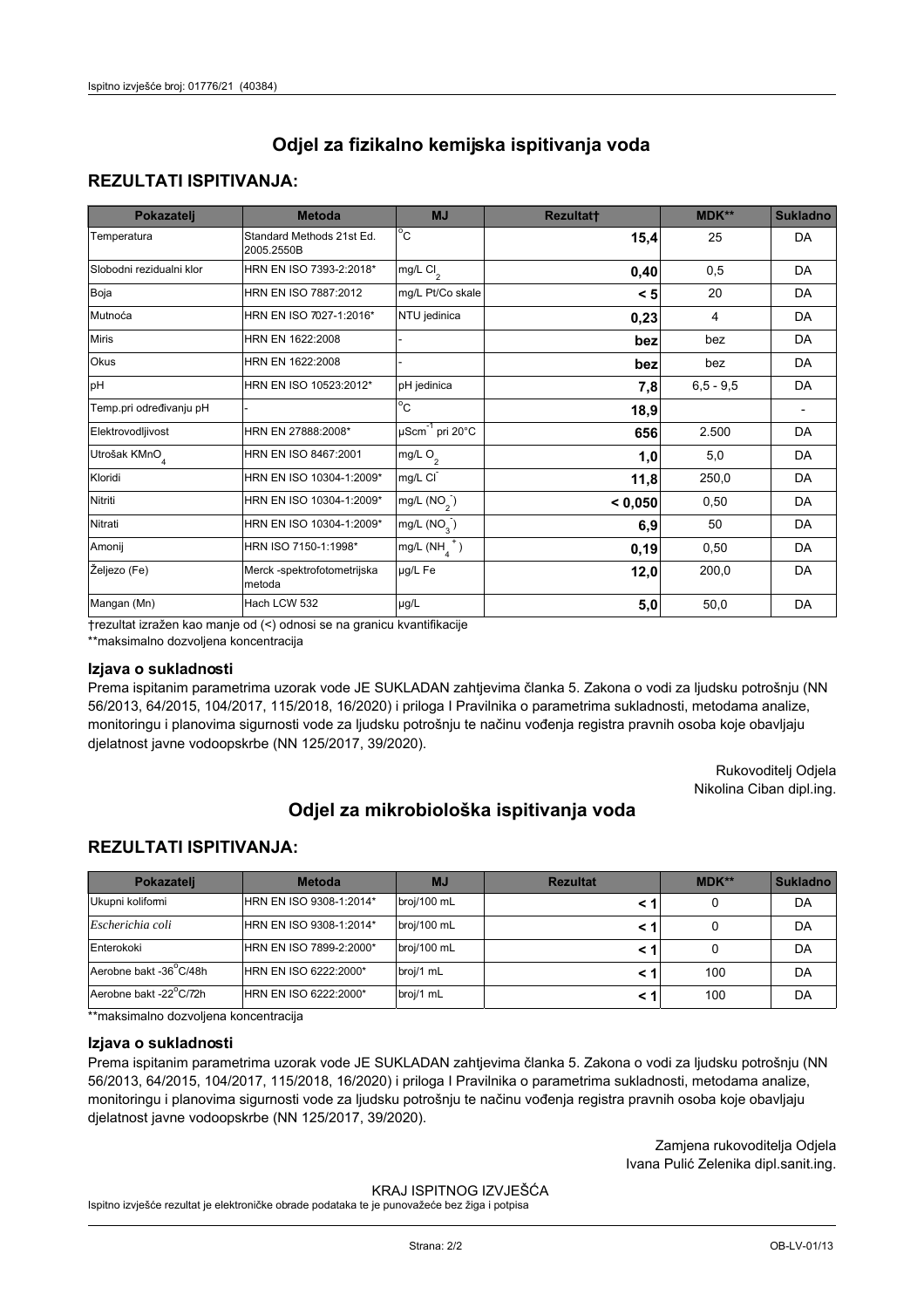# Odjel za fizikalno kemijska ispitivanja voda

## REZULTATI ISPITIVANJA:

| Pokazatelj | Metoda | MJ | Rezultat† | MDK** | Sukladno |
|---|---|---|---|---|---|
| Temperatura | Standard Methods 21st Ed. 2005.2550B | °C | **15,4** | 25 | DA |
| Slobodni rezidualni klor | HRN EN ISO 7393-2:2018* | mg/L $Cl_2$ | **0,40** | 0,5 | DA |
| Boja | HRN EN ISO 7887:2012 | mg/L Pt/Co skale | **< 5** | 20 | DA |
| Mutnoća | HRN EN ISO 7027-1:2016* | NTU jedinica | **0,23** | 4 | DA |
| Miris | HRN EN 1622:2008 | - | **bez** | bez | DA |
| Okus | HRN EN 1622:2008 | - | **bez** | bez | DA |
| pH | HRN EN ISO 10523:2012* | pH jedinica | **7,8** | 6,5 - 9,5 | DA |
| Temp.pri određivanju pH | - | °C | **18,9** | | - |
| Elektrovodljivost | HRN EN 27888:2008* | $\mu Scm^{-1}$ pri 20°C | **656** | 2.500 | DA |
| Utrošak $KMnO_4$ | HRN EN ISO 8467:2001 | mg/L $O_2$ | **1,0** | 5,0 | DA |
| Kloridi | HRN EN ISO 10304-1:2009* | mg/L $Cl^-$ | **11,8** | 250,0 | DA |
| Nitriti | HRN EN ISO 10304-1:2009* | mg/L ($NO_2^-$) | **< 0,050** | 0,50 | DA |
| Nitrati | HRN EN ISO 10304-1:2009* | mg/L ($NO_3^-$) | **6,9** | 50 | DA |
| Amonij | HRN ISO 7150-1:1998* | mg/L ($NH_4^+$) | **0,19** | 0,50 | DA |
| Željezo (Fe) | Merck -spektrofotometrijska metoda | µg/L Fe | **12,0** | 200,0 | DA |
| Mangan (Mn) | Hach LCW 532 | µg/L | **5,0** | 50,0 | DA |

†rezultat izražen kao manje od (<) odnosi se na granicu kvantifikacije

**maksimalno dozvoljena koncentracija

### Izjava o sukladnosti

Prema ispitanim parametrima uzorak vode JE SUKLADAN zahtjevima članka 5. Zakona o vodi za ljudsku potrošnju (NN 56/2013, 64/2015, 104/2017, 115/2018, 16/2020) i priloga I Pravilnika o parametrima sukladnosti, metodama analize, monitoringu i planovima sigurnosti vode za ljudsku potrošnju te načinu vođenja registra pravnih osoba koje obavljaju djelatnost javne vodoopskrbe (NN 125/2017, 39/2020).

Rukovoditelj Odjela
Nikolina Ciban dipl.ing.

# Odjel za mikrobiološka ispitivanja voda

## REZULTATI ISPITIVANJA:

| Pokazatelj | Metoda | MJ | Rezultat | MDK** | Sukladno |
|---|---|---|---|---|---|
| Ukupni koliformi | HRN EN ISO 9308-1:2014* | broj/100 mL | **< 1** | 0 | DA |
| *Escherichia coli* | HRN EN ISO 9308-1:2014* | broj/100 mL | **< 1** | 0 | DA |
| Enterokoki | HRN EN ISO 7899-2:2000* | broj/100 mL | **< 1** | 0 | DA |
| Aerobne bakt -36°C/48h | HRN EN ISO 6222:2000* | broj/1 mL | **< 1** | 100 | DA |
| Aerobne bakt -22°C/72h | HRN EN ISO 6222:2000* | broj/1 mL | **< 1** | 100 | DA |

**maksimalno dozvoljena koncentracija

### Izjava o sukladnosti

Prema ispitanim parametrima uzorak vode JE SUKLADAN zahtjevima članka 5. Zakona o vodi za ljudsku potrošnju (NN 56/2013, 64/2015, 104/2017, 115/2018, 16/2020) i priloga I Pravilnika o parametrima sukladnosti, metodama analize, monitoringu i planovima sigurnosti vode za ljudsku potrošnju te načinu vođenja registra pravnih osoba koje obavljaju djelatnost javne vodoopskrbe (NN 125/2017, 39/2020).

Zamjena rukovoditelja Odjela
Ivana Pulić Zelenika dipl.sanit.ing.

KRAJ ISPITNOG IZVJEŠĆA

Ispitno izvješće rezultat je elektroničke obrade podataka te je punovažeće bez žiga i potpisa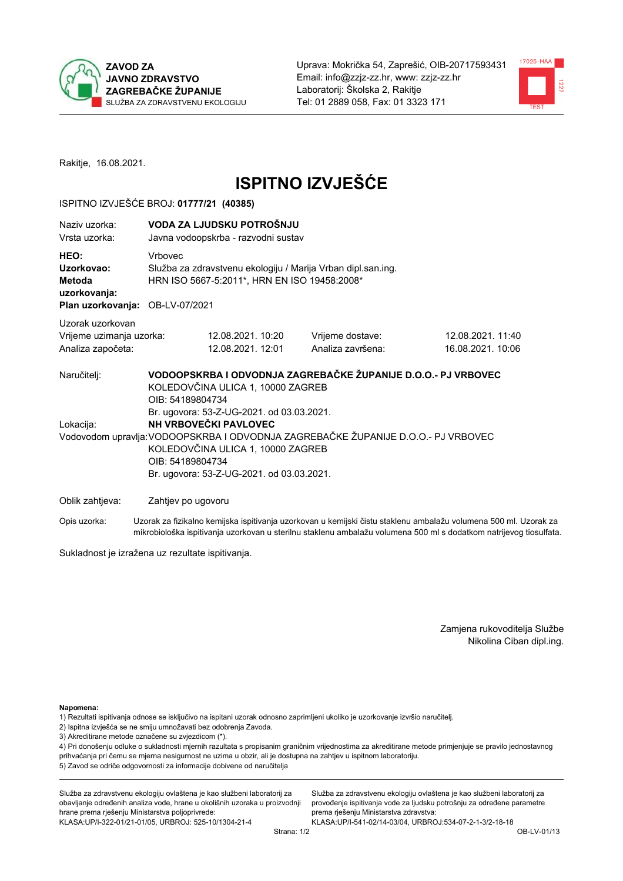ZAVOD ZA JAVNO ZDRAVSTVO ZAGREBAČKE ŽUPANIJE
SLUŽBA ZA ZDRAVSTVENU EKOLOGIJU

Uprava: Mokrička 54, Zaprešić, OIB-20717593431
Email: info@zzjz-zz.hr, www: zzjz-zz.hr
Laboratorij: Školska 2, Rakitje
Tel: 01 2889 058, Fax: 01 3323 171

Rakitje, 16.08.2021.

# ISPITNO IZVJEŠĆE

ISPITNO IZVJEŠĆE BROJ: **01777/21 (40385)**

| | |
|---|---|
| Naziv uzorka: | **VODA ZA LJUDSKU POTROŠNJU** |
| Vrsta uzorka: | Javna vodoopskrba - razvodni sustav |
| **HEO:** | Vrbovec |
| **Uzorkovao:** | Služba za zdravstvenu ekologiju / Marija Vrban dipl.san.ing. |
| **Metoda uzorkovanja:** | HRN ISO 5667-5:2011*, HRN EN ISO 19458:2008* |
| **Plan uzorkovanja:** | OB-LV-07/2021 |

Uzorak uzorkovan

| | | | |
|---|---|---|---|
| Vrijeme uzimanja uzorka: | 12.08.2021. 10:20 | Vrijeme dostave: | 12.08.2021. 11:40 |
| Analiza započeta: | 12.08.2021. 12:01 | Analiza završena: | 16.08.2021. 10:06 |

Naručitelj: **VODOOPSKRBA I ODVODNJA ZAGREBAČKE ŽUPANIJE D.O.O.- PJ VRBOVEC**
KOLEDOVČINA ULICA 1, 10000 ZAGREB
OIB: 54189804734
Br. ugovora: 53-Z-UG-2021. od 03.03.2021.

Lokacija: **NH VRBOVEČKI PAVLOVEC**

Vodovodom upravlja: VODOOPSKRBA I ODVODNJA ZAGREBAČKE ŽUPANIJE D.O.O.- PJ VRBOVEC
KOLEDOVČINA ULICA 1, 10000 ZAGREB
OIB: 54189804734
Br. ugovora: 53-Z-UG-2021. od 03.03.2021.

Oblik zahtjeva: Zahtjev po ugovoru

Opis uzorka: Uzorak za fizikalno kemijska ispitivanja uzorkovan u kemijski čistu staklenu ambalažu volumena 500 ml. Uzorak za mikrobiološka ispitivanja uzorkovan u sterilnu staklenu ambalažu volumena 500 ml s dodatkom natrijevog tiosulfata.

Sukladnost je izražena uz rezultate ispitivanja.

Zamjena rukovoditelja Službe
Nikolina Ciban dipl.ing.

**Napomena:**
1) Rezultati ispitivanja odnose se isključivo na ispitani uzorak odnosno zaprimljeni ukoliko je uzorkovanje izvršio naručitelj.
2) Ispitna izvješća se ne smiju umnožavati bez odobrenja Zavoda.
3) Akreditirane metode označene su zvjezdicom (*).
4) Pri donošenju odluke o sukladnosti mjernih razultata s propisanim graničnim vrijednostima za akreditirane metode primjenjuje se pravilo jednostavnog prihvaćanja pri čemu se mjerna nesigurnost ne uzima u obzir, ali je dostupna na zahtjev u ispitnom laboratoriju.
5) Zavod se odriče odgovornosti za informacije dobivene od naručitelja

Služba za zdravstvenu ekologiju ovlaštena je kao službeni laboratorij za obavljanje određenih analiza vode, hrane u okolišnih uzoraka u proizvodnji hrane prema rješenju Ministarstva poljoprivrede: KLASA:UP/I-322-01/21-01/05, URBROJ: 525-10/1304-21-4

Služba za zdravstvenu ekologiju ovlaštena je kao službeni laboratorij za provođenje ispitivanja vode za ljudsku potrošnju za određene parametre prema rješenju Ministarstva zdravstva: KLASA:UP/I-541-02/14-03/04, URBROJ:534-07-2-1-3/2-18-18

OB-LV-01/13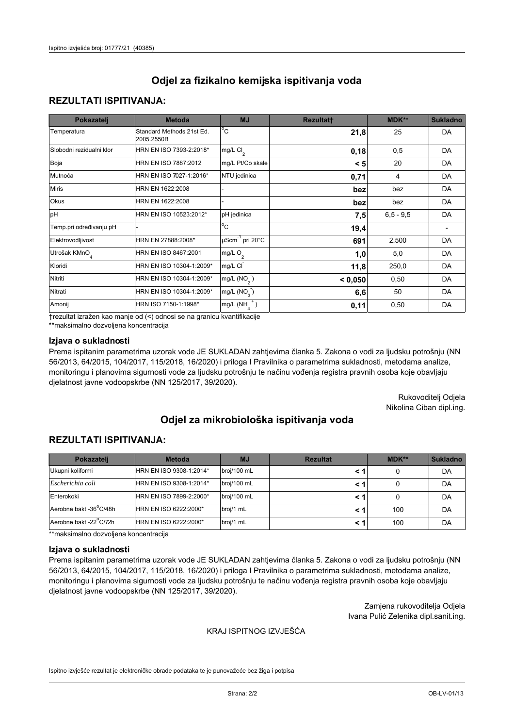# Odjel za fizikalno kemijska ispitivanja voda

## REZULTATI ISPITIVANJA:

| Pokazatelj | Metoda | MJ | Rezultat† | MDK** | Sukladno |
|---|---|---|---|---|---|
| Temperatura | Standard Methods 21st Ed. 2005.2550B | °C | **21,8** | 25 | DA |
| Slobodni rezidualni klor | HRN EN ISO 7393-2:2018* | mg/L $Cl_2$ | **0,18** | 0,5 | DA |
| Boja | HRN EN ISO 7887:2012 | mg/L Pt/Co skale | **< 5** | 20 | DA |
| Mutnoća | HRN EN ISO 7027-1:2016* | NTU jedinica | **0,71** | 4 | DA |
| Miris | HRN EN 1622:2008 | - | **bez** | bez | DA |
| Okus | HRN EN 1622:2008 | - | **bez** | bez | DA |
| pH | HRN EN ISO 10523:2012* | pH jedinica | **7,5** | 6,5 - 9,5 | DA |
| Temp.pri određivanju pH | - | °C | **19,4** | | - |
| Elektrovodljivost | HRN EN 27888:2008* | $\mu Scm^{-1}$ pri 20°C | **691** | 2.500 | DA |
| Utrošak $KMnO_4$ | HRN EN ISO 8467:2001 | mg/L $O_2$ | **1,0** | 5,0 | DA |
| Kloridi | HRN EN ISO 10304-1:2009* | mg/L $Cl^-$ | **11,8** | 250,0 | DA |
| Nitriti | HRN EN ISO 10304-1:2009* | mg/L $(NO_2^-)$ | **< 0,050** | 0,50 | DA |
| Nitrati | HRN EN ISO 10304-1:2009* | mg/L $(NO_3^-)$ | **6,6** | 50 | DA |
| Amonij | HRN ISO 7150-1:1998* | mg/L $(NH_4^+)$ | **0,11** | 0,50 | DA |

†rezultat izražen kao manje od (<) odnosi se na granicu kvantifikacije

**maksimalno dozvoljena koncentracija

### Izjava o sukladnosti

Prema ispitanim parametrima uzorak vode JE SUKLADAN zahtjevima članka 5. Zakona o vodi za ljudsku potrošnju (NN 56/2013, 64/2015, 104/2017, 115/2018, 16/2020) i priloga I Pravilnika o parametrima sukladnosti, metodama analize, monitoringu i planovima sigurnosti vode za ljudsku potrošnju te načinu vođenja registra pravnih osoba koje obavljaju djelatnost javne vodoopskrbe (NN 125/2017, 39/2020).

Rukovoditelj Odjela
Nikolina Ciban dipl.ing.

# Odjel za mikrobiološka ispitivanja voda

## REZULTATI ISPITIVANJA:

| Pokazatelj | Metoda | MJ | Rezultat | MDK** | Sukladno |
|---|---|---|---|---|---|
| Ukupni koliformi | HRN EN ISO 9308-1:2014* | broj/100 mL | **< 1** | 0 | DA |
| *Escherichia coli* | HRN EN ISO 9308-1:2014* | broj/100 mL | **< 1** | 0 | DA |
| Enterokoki | HRN EN ISO 7899-2:2000* | broj/100 mL | **< 1** | 0 | DA |
| Aerobne bakt -36°C/48h | HRN EN ISO 6222:2000* | broj/1 mL | **< 1** | 100 | DA |
| Aerobne bakt -22°C/72h | HRN EN ISO 6222:2000* | broj/1 mL | **< 1** | 100 | DA |

**maksimalno dozvoljena koncentracija

### Izjava o sukladnosti

Prema ispitanim parametrima uzorak vode JE SUKLADAN zahtjevima članka 5. Zakona o vodi za ljudsku potrošnju (NN 56/2013, 64/2015, 104/2017, 115/2018, 16/2020) i priloga I Pravilnika o parametrima sukladnosti, metodama analize, monitoringu i planovima sigurnosti vode za ljudsku potrošnju te načinu vođenja registra pravnih osoba koje obavljaju djelatnost javne vodoopskrbe (NN 125/2017, 39/2020).

Zamjena rukovoditelja Odjela
Ivana Pulić Zelenika dipl.sanit.ing.

KRAJ ISPITNOG IZVJEŠĆA

Ispitno izvješće rezultat je elektroničke obrade podataka te je punovažeće bez žiga i potpisa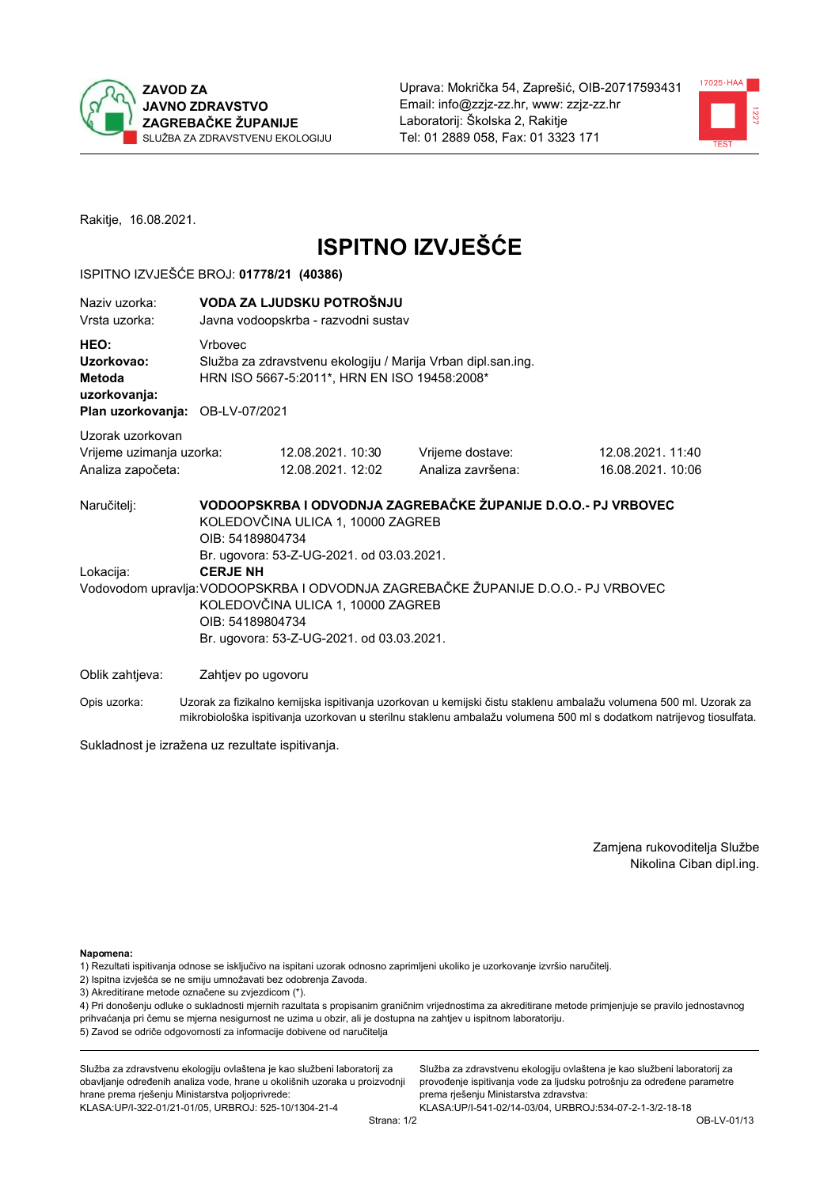ZAVOD ZA JAVNO ZDRAVSTVO ZAGREBAČKE ŽUPANIJE
SLUŽBA ZA ZDRAVSTVENU EKOLOGIJU

Uprava: Mokrička 54, Zaprešić, OIB-20717593431
Email: info@zzjz-zz.hr, www: zzjz-zz.hr
Laboratorij: Školska 2, Rakitje
Tel: 01 2889 058, Fax: 01 3323 171

Rakitje, 16.08.2021.

# ISPITNO IZVJEŠĆE

ISPITNO IZVJEŠĆE BROJ: **01778/21 (40386)**

| | |
|---|---|
| Naziv uzorka: | **VODA ZA LJUDSKU POTROŠNJU** |
| Vrsta uzorka: | Javna vodoopskrba - razvodni sustav |
| **HEO:** | Vrbovec |
| **Uzorkovao:** | Služba za zdravstvenu ekologiju / Marija Vrban dipl.san.ing. |
| **Metoda uzorkovanja:** | HRN ISO 5667-5:2011*, HRN EN ISO 19458:2008* |
| **Plan uzorkovanja:** | OB-LV-07/2021 |

Uzorak uzorkovan

| | | | |
|---|---|---|---|
| Vrijeme uzimanja uzorka: | 12.08.2021. 10:30 | Vrijeme dostave: | 12.08.2021. 11:40 |
| Analiza započeta: | 12.08.2021. 12:02 | Analiza završena: | 16.08.2021. 10:06 |

Naručitelj: **VODOOPSKRBA I ODVODNJA ZAGREBAČKE ŽUPANIJE D.O.O.- PJ VRBOVEC**
KOLEDOVČINA ULICA 1, 10000 ZAGREB
OIB: 54189804734
Br. ugovora: 53-Z-UG-2021. od 03.03.2021.

Lokacija: **CERJE NH**

Vodovodom upravlja: VODOOPSKRBA I ODVODNJA ZAGREBAČKE ŽUPANIJE D.O.O.- PJ VRBOVEC
KOLEDOVČINA ULICA 1, 10000 ZAGREB
OIB: 54189804734
Br. ugovora: 53-Z-UG-2021. od 03.03.2021.

Oblik zahtjeva: Zahtjev po ugovoru

Opis uzorka: Uzorak za fizikalno kemijska ispitivanja uzorkovan u kemijski čistu staklenu ambalažu volumena 500 ml. Uzorak za mikrobiološka ispitivanja uzorkovan u sterilnu staklenu ambalažu volumena 500 ml s dodatkom natrijevog tiosulfata.

Sukladnost je izražena uz rezultate ispitivanja.

Zamjena rukovoditelja Službe
Nikolina Ciban dipl.ing.

**Napomena:**
1) Rezultati ispitivanja odnose se isključivo na ispitani uzorak odnosno zaprimljeni ukoliko je uzorkovanje izvršio naručitelj.
2) Ispitna izvješća se ne smiju umnožavati bez odobrenja Zavoda.
3) Akreditirane metode označene su zvjezdicom (*).
4) Pri donošenju odluke o sukladnosti mjernih razultata s propisanim graničnim vrijednostima za akreditirane metode primjenjuje se pravilo jednostavnog prihvaćanja pri čemu se mjerna nesigurnost ne uzima u obzir, ali je dostupna na zahtjev u ispitnom laboratoriju.
5) Zavod se odriče odgovornosti za informacije dobivene od naručitelja

Služba za zdravstvenu ekologiju ovlaštena je kao službeni laboratorij za obavljanje određenih analiza vode, hrane u okolišnih uzoraka u proizvodnji hrane prema rješenju Ministarstva poljoprivrede:
KLASA:UP/I-322-01/21-01/05, URBROJ: 525-10/1304-21-4

Služba za zdravstvenu ekologiju ovlaštena je kao službeni laboratorij za provođenje ispitivanja vode za ljudsku potrošnju za određene parametre prema rješenju Ministarstva zdravstva:
KLASA:UP/I-541-02/14-03/04, URBROJ:534-07-2-1-3/2-18-18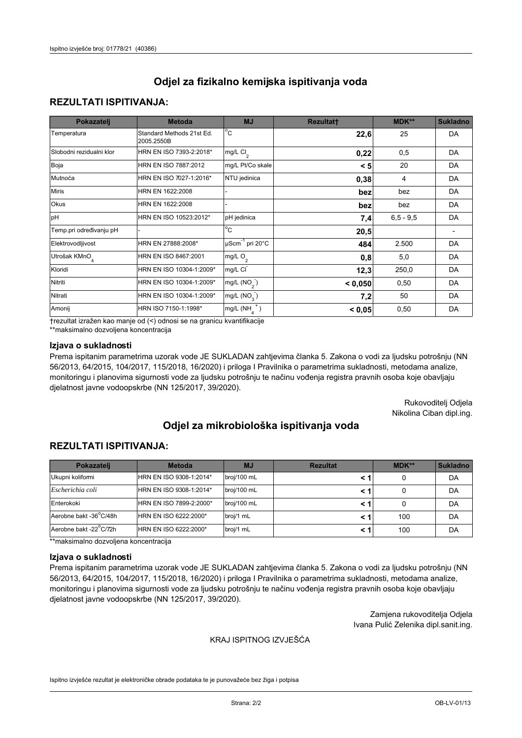# Odjel za fizikalno kemijska ispitivanja voda

## REZULTATI ISPITIVANJA:

| Pokazatelj | Metoda | MJ | Rezultat† | MDK** | Sukladno |
|---|---|---|---|---|---|
| Temperatura | Standard Methods 21st Ed. 2005.2550B | °C | **22,6** | 25 | DA |
| Slobodni rezidualni klor | HRN EN ISO 7393-2:2018* | mg/L $Cl_2$ | **0,22** | 0,5 | DA |
| Boja | HRN EN ISO 7887:2012 | mg/L Pt/Co skale | **< 5** | 20 | DA |
| Mutnoća | HRN EN ISO 7027-1:2016* | NTU jedinica | **0,38** | 4 | DA |
| Miris | HRN EN 1622:2008 | - | **bez** | bez | DA |
| Okus | HRN EN 1622:2008 | - | **bez** | bez | DA |
| pH | HRN EN ISO 10523:2012* | pH jedinica | **7,4** | 6,5 - 9,5 | DA |
| Temp.pri određivanju pH | - | °C | **20,5** | | - |
| Elektrovodljivost | HRN EN 27888:2008* | $\mu Scm^{-1}$ pri 20°C | **484** | 2.500 | DA |
| Utrošak $KMnO_4$ | HRN EN ISO 8467:2001 | mg/L $O_2$ | **0,8** | 5,0 | DA |
| Kloridi | HRN EN ISO 10304-1:2009* | mg/L $Cl^-$ | **12,3** | 250,0 | DA |
| Nitriti | HRN EN ISO 10304-1:2009* | mg/L $(NO_2^-)$ | **< 0,050** | 0,50 | DA |
| Nitrati | HRN EN ISO 10304-1:2009* | mg/L $(NO_3^-)$ | **7,2** | 50 | DA |
| Amonij | HRN ISO 7150-1:1998* | mg/L $(NH_4^+)$ | **< 0,05** | 0,50 | DA |

†rezultat izražen kao manje od (<) odnosi se na granicu kvantifikacije
**maksimalno dozvoljena koncentracija

### Izjava o sukladnosti

Prema ispitanim parametrima uzorak vode JE SUKLADAN zahtjevima članka 5. Zakona o vodi za ljudsku potrošnju (NN 56/2013, 64/2015, 104/2017, 115/2018, 16/2020) i priloga I Pravilnika o parametrima sukladnosti, metodama analize, monitoringu i planovima sigurnosti vode za ljudsku potrošnju te načinu vođenja registra pravnih osoba koje obavljaju djelatnost javne vodoopskrbe (NN 125/2017, 39/2020).

Rukovoditelj Odjela
Nikolina Ciban dipl.ing.

# Odjel za mikrobiološka ispitivanja voda

## REZULTATI ISPITIVANJA:

| Pokazatelj | Metoda | MJ | Rezultat | MDK** | Sukladno |
|---|---|---|---|---|---|
| Ukupni koliformi | HRN EN ISO 9308-1:2014* | broj/100 mL | **< 1** | 0 | DA |
| *Escherichia coli* | HRN EN ISO 9308-1:2014* | broj/100 mL | **< 1** | 0 | DA |
| Enterokoki | HRN EN ISO 7899-2:2000* | broj/100 mL | **< 1** | 0 | DA |
| Aerobne bakt -36°C/48h | HRN EN ISO 6222:2000* | broj/1 mL | **< 1** | 100 | DA |
| Aerobne bakt -22°C/72h | HRN EN ISO 6222:2000* | broj/1 mL | **< 1** | 100 | DA |

**maksimalno dozvoljena koncentracija

### Izjava o sukladnosti

Prema ispitanim parametrima uzorak vode JE SUKLADAN zahtjevima članka 5. Zakona o vodi za ljudsku potrošnju (NN 56/2013, 64/2015, 104/2017, 115/2018, 16/2020) i priloga I Pravilnika o parametrima sukladnosti, metodama analize, monitoringu i planovima sigurnosti vode za ljudsku potrošnju te načinu vođenja registra pravnih osoba koje obavljaju djelatnost javne vodoopskrbe (NN 125/2017, 39/2020).

Zamjena rukovoditelja Odjela
Ivana Pulić Zelenika dipl.sanit.ing.

KRAJ ISPITNOG IZVJEŠĆA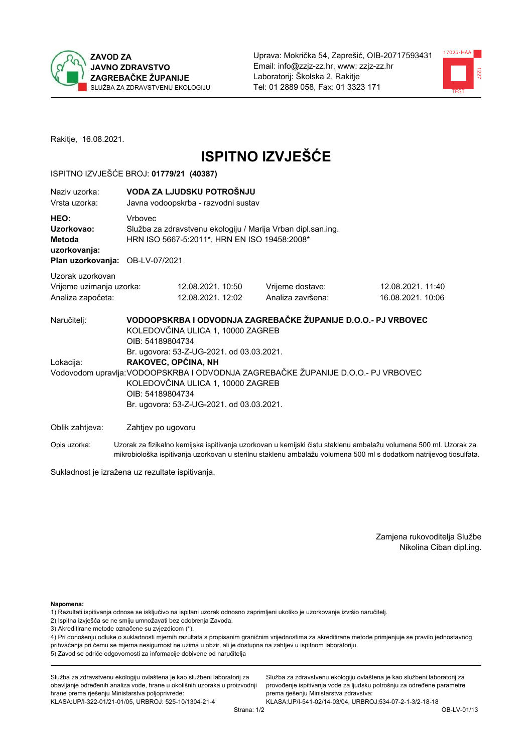ZAVOD ZA JAVNO ZDRAVSTVO ZAGREBAČKE ŽUPANIJE
SLUŽBA ZA ZDRAVSTVENU EKOLOGIJU

Uprava: Mokrička 54, Zaprešić, OIB-20717593431
Email: info@zzjz-zz.hr, www: zzjz-zz.hr
Laboratorij: Školska 2, Rakitje
Tel: 01 2889 058, Fax: 01 3323 171

Rakitje, 16.08.2021.

# ISPITNO IZVJEŠĆE

ISPITNO IZVJEŠĆE BROJ: **01779/21 (40387)**

| | |
|---|---|
| Naziv uzorka: | **VODA ZA LJUDSKU POTROŠNJU** |
| Vrsta uzorka: | Javna vodoopskrba - razvodni sustav |
| **HEO:** | Vrbovec |
| **Uzorkovao:** | Služba za zdravstvenu ekologiju / Marija Vrban dipl.san.ing. |
| **Metoda uzorkovanja:** | HRN ISO 5667-5:2011*, HRN EN ISO 19458:2008* |
| **Plan uzorkovanja:** | OB-LV-07/2021 |

Uzorak uzorkovan

| | | | |
|---|---|---|---|
| Vrijeme uzimanja uzorka: | 12.08.2021. 10:50 | Vrijeme dostave: | 12.08.2021. 11:40 |
| Analiza započeta: | 12.08.2021. 12:02 | Analiza završena: | 16.08.2021. 10:06 |

Naručitelj: **VODOOPSKRBA I ODVODNJA ZAGREBAČKE ŽUPANIJE D.O.O.- PJ VRBOVEC**
KOLEDOVČINA ULICA 1, 10000 ZAGREB
OIB: 54189804734
Br. ugovora: 53-Z-UG-2021. od 03.03.2021.

Lokacija: **RAKOVEC, OPĆINA, NH**

Vodovodom upravlja: VODOOPSKRBA I ODVODNJA ZAGREBAČKE ŽUPANIJE D.O.O.- PJ VRBOVEC
KOLEDOVČINA ULICA 1, 10000 ZAGREB
OIB: 54189804734
Br. ugovora: 53-Z-UG-2021. od 03.03.2021.

Oblik zahtjeva: Zahtjev po ugovoru

Opis uzorka: Uzorak za fizikalno kemijska ispitivanja uzorkovan u kemijski čistu staklenu ambalažu volumena 500 ml. Uzorak za mikrobiološka ispitivanja uzorkovan u sterilnu staklenu ambalažu volumena 500 ml s dodatkom natrijevog tiosulfata.

Sukladnost je izražena uz rezultate ispitivanja.

Zamjena rukovoditelja Službe
Nikolina Ciban dipl.ing.

**Napomena:**
1) Rezultati ispitivanja odnose se isključivo na ispitani uzorak odnosno zaprimljeni ukoliko je uzorkovanje izvršio naručitelj.
2) Ispitna izvješća se ne smiju umnožavati bez odobrenja Zavoda.
3) Akreditirane metode označene su zvjezdicom (*).
4) Pri donošenju odluke o sukladnosti mjernih razultata s propisanim graničnim vrijednostima za akreditirane metode primjenjuje se pravilo jednostavnog prihvaćanja pri čemu se mjerna nesigurnost ne uzima u obzir, ali je dostupna na zahtjev u ispitnom laboratoriju.
5) Zavod se odriče odgovornosti za informacije dobivene od naručitelja

Služba za zdravstvenu ekologiju ovlaštena je kao službeni laboratorij za obavljanje određenih analiza vode, hrane u okolišnih uzoraka u proizvodnji hrane prema rješenju Ministarstva poljoprivrede:
KLASA:UP/I-322-01/21-01/05, URBROJ: 525-10/1304-21-4

Služba za zdravstvenu ekologiju ovlaštena je kao službeni laboratorij za provođenje ispitivanja vode za ljudsku potrošnju za određene parametre prema rješenju Ministarstva zdravstva:
KLASA:UP/I-541-02/14-03/04, URBROJ:534-07-2-1-3/2-18-18

OB-LV-01/13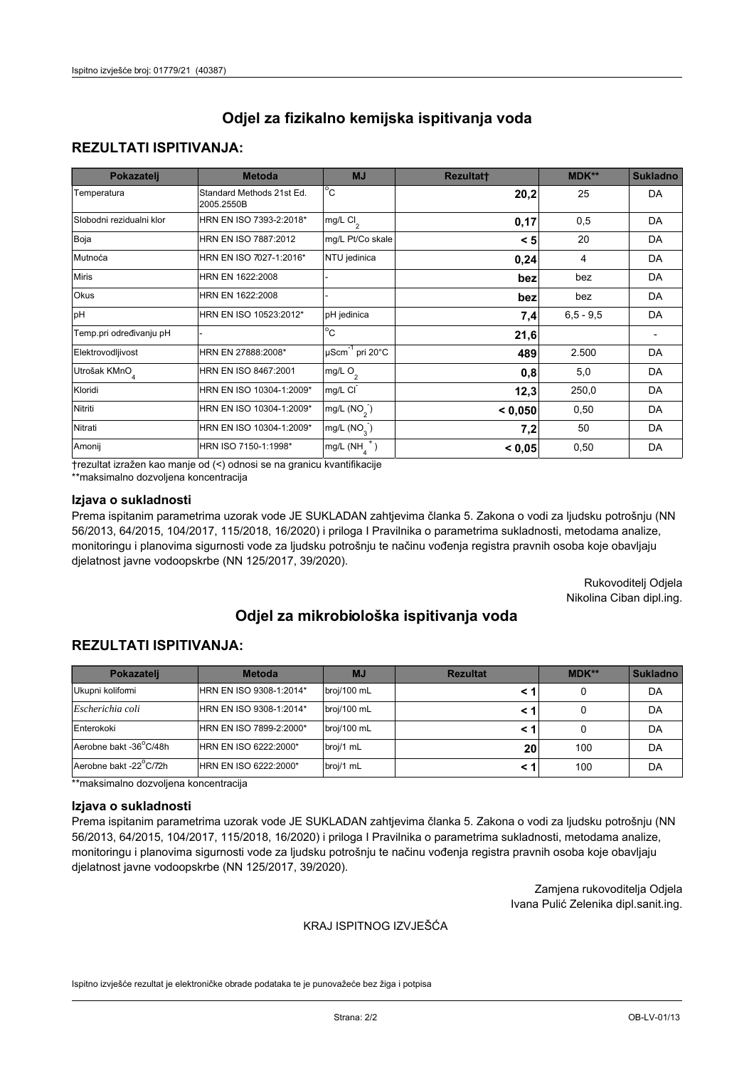Ispitno izvješće broj: 01779/21 (40387)

# Odjel za fizikalno kemijska ispitivanja voda

## REZULTATI ISPITIVANJA:

| Pokazatelj | Metoda | MJ | Rezultat† | MDK** | Sukladno |
|---|---|---|---|---|---|
| Temperatura | Standard Methods 21st Ed. 2005.2550B | $^{o}C$ | **20,2** | 25 | DA |
| Slobodni rezidualni klor | HRN EN ISO 7393-2:2018* | mg/L $Cl_2$ | **0,17** | 0,5 | DA |
| Boja | HRN EN ISO 7887:2012 | mg/L Pt/Co skale | **< 5** | 20 | DA |
| Mutnoća | HRN EN ISO 7027-1:2016* | NTU jedinica | **0,24** | 4 | DA |
| Miris | HRN EN 1622:2008 | - | **bez** | bez | DA |
| Okus | HRN EN 1622:2008 | - | **bez** | bez | DA |
| pH | HRN EN ISO 10523:2012* | pH jedinica | **7,4** | 6,5 - 9,5 | DA |
| Temp.pri određivanju pH | - | $^{o}C$ | **21,6** | | - |
| Elektrovodljivost | HRN EN 27888:2008* | $\mu Scm^{-1}$ pri 20°C | **489** | 2.500 | DA |
| Utrošak $KMnO_4$ | HRN EN ISO 8467:2001 | mg/L $O_2$ | **0,8** | 5,0 | DA |
| Kloridi | HRN EN ISO 10304-1:2009* | mg/L $Cl^-$ | **12,3** | 250,0 | DA |
| Nitriti | HRN EN ISO 10304-1:2009* | mg/L ($NO_2^-$) | **< 0,050** | 0,50 | DA |
| Nitrati | HRN EN ISO 10304-1:2009* | mg/L ($NO_3^-$) | **7,2** | 50 | DA |
| Amonij | HRN ISO 7150-1:1998* | mg/L ($NH_4^+$) | **< 0,05** | 0,50 | DA |

†rezultat izražen kao manje od (<) odnosi se na granicu kvantifikacije

**maksimalno dozvoljena koncentracija

### Izjava o sukladnosti

Prema ispitanim parametrima uzorak vode JE SUKLADAN zahtjevima članka 5. Zakona o vodi za ljudsku potrošnju (NN 56/2013, 64/2015, 104/2017, 115/2018, 16/2020) i priloga I Pravilnika o parametrima sukladnosti, metodama analize, monitoringu i planovima sigurnosti vode za ljudsku potrošnju te načinu vođenja registra pravnih osoba koje obavljaju djelatnost javne vodoopskrbe (NN 125/2017, 39/2020).

Rukovoditelj Odjela
Nikolina Ciban dipl.ing.

# Odjel za mikrobiološka ispitivanja voda

## REZULTATI ISPITIVANJA:

| Pokazatelj | Metoda | MJ | Rezultat | MDK** | Sukladno |
|---|---|---|---|---|---|
| Ukupni koliformi | HRN EN ISO 9308-1:2014* | broj/100 mL | **< 1** | 0 | DA |
| *Escherichia coli* | HRN EN ISO 9308-1:2014* | broj/100 mL | **< 1** | 0 | DA |
| Enterokoki | HRN EN ISO 7899-2:2000* | broj/100 mL | **< 1** | 0 | DA |
| Aerobne bakt -36°C/48h | HRN EN ISO 6222:2000* | broj/1 mL | **20** | 100 | DA |
| Aerobne bakt -22°C/72h | HRN EN ISO 6222:2000* | broj/1 mL | **< 1** | 100 | DA |

**maksimalno dozvoljena koncentracija

### Izjava o sukladnosti

Prema ispitanim parametrima uzorak vode JE SUKLADAN zahtjevima članka 5. Zakona o vodi za ljudsku potrošnju (NN 56/2013, 64/2015, 104/2017, 115/2018, 16/2020) i priloga I Pravilnika o parametrima sukladnosti, metodama analize, monitoringu i planovima sigurnosti vode za ljudsku potrošnju te načinu vođenja registra pravnih osoba koje obavljaju djelatnost javne vodoopskrbe (NN 125/2017, 39/2020).

Zamjena rukovoditelja Odjela
Ivana Pulić Zelenika dipl.sanit.ing.

KRAJ ISPITNOG IZVJEŠĆA

Ispitno izvješće rezultat je elektroničke obrade podataka te je punovažeće bez žiga i potpisa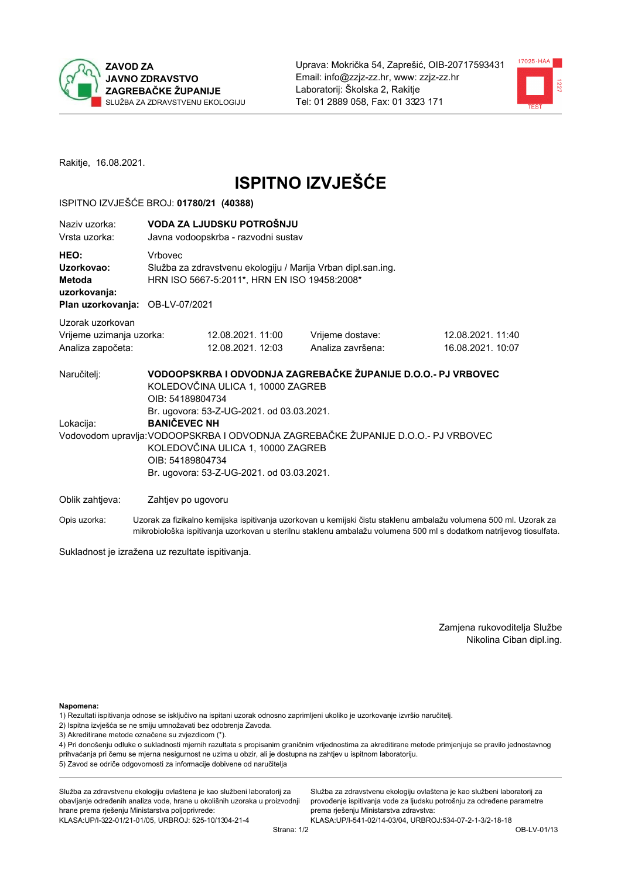ZAVOD ZA JAVNO ZDRAVSTVO ZAGREBAČKE ŽUPANIJE
SLUŽBA ZA ZDRAVSTVENU EKOLOGIJU

Uprava: Mokrička 54, Zaprešić, OIB-20717593431
Email: info@zzjz-zz.hr, www: zzjz-zz.hr
Laboratorij: Školska 2, Rakitje
Tel: 01 2889 058, Fax: 01 3323 171

Rakitje, 16.08.2021.

# ISPITNO IZVJEŠĆE

ISPITNO IZVJEŠĆE BROJ: **01780/21 (40388)**

| | |
|---|---|
| Naziv uzorka: | **VODA ZA LJUDSKU POTROŠNJU** |
| Vrsta uzorka: | Javna vodoopskrba - razvodni sustav |
| **HEO:** | Vrbovec |
| **Uzorkovao:** | Služba za zdravstvenu ekologiju / Marija Vrban dipl.san.ing. |
| **Metoda uzorkovanja:** | HRN ISO 5667-5:2011*, HRN EN ISO 19458:2008* |
| **Plan uzorkovanja:** | OB-LV-07/2021 |

Uzorak uzorkovan

| | | | |
|---|---|---|---|
| Vrijeme uzimanja uzorka: | 12.08.2021. 11:00 | Vrijeme dostave: | 12.08.2021. 11:40 |
| Analiza započeta: | 12.08.2021. 12:03 | Analiza završena: | 16.08.2021. 10:07 |

Naručitelj: **VODOOPSKRBA I ODVODNJA ZAGREBAČKE ŽUPANIJE D.O.O.- PJ VRBOVEC**
KOLEDOVČINA ULICA 1, 10000 ZAGREB
OIB: 54189804734
Br. ugovora: 53-Z-UG-2021. od 03.03.2021.

Lokacija: **BANIČEVEC NH**

Vodovodom upravlja: VODOOPSKRBA I ODVODNJA ZAGREBAČKE ŽUPANIJE D.O.O.- PJ VRBOVEC
KOLEDOVČINA ULICA 1, 10000 ZAGREB
OIB: 54189804734
Br. ugovora: 53-Z-UG-2021. od 03.03.2021.

Oblik zahtjeva: Zahtjev po ugovoru

Opis uzorka: Uzorak za fizikalno kemijska ispitivanja uzorkovan u kemijski čistu staklenu ambalažu volumena 500 ml. Uzorak za mikrobiološka ispitivanja uzorkovan u sterilnu staklenu ambalažu volumena 500 ml s dodatkom natrijevog tiosulfata.

Sukladnost je izražena uz rezultate ispitivanja.

Zamjena rukovoditelja Službe
Nikolina Ciban dipl.ing.

**Napomena:**
1) Rezultati ispitivanja odnose se isključivo na ispitani uzorak odnosno zaprimljeni ukoliko je uzorkovanje izvršio naručitelj.
2) Ispitna izvješća se ne smiju umnožavati bez odobrenja Zavoda.
3) Akreditirane metode označene su zvjezdicom (*).
4) Pri donošenju odluke o sukladnosti mjernih razultata s propisanim graničnim vrijednostima za akreditirane metode primjenjuje se pravilo jednostavnog prihvaćanja pri čemu se mjerna nesigurnost ne uzima u obzir, ali je dostupna na zahtjev u ispitnom laboratoriju.
5) Zavod se odriče odgovornosti za informacije dobivene od naručitelja

Služba za zdravstvenu ekologiju ovlaštena je kao službeni laboratorij za obavljanje određenih analiza vode, hrane u okolišnih uzoraka u proizvodnji hrane prema rješenju Ministarstva poljoprivrede:
KLASA:UP/I-322-01/21-01/05, URBROJ: 525-10/1304-21-4

Služba za zdravstvenu ekologiju ovlaštena je kao službeni laboratorij za provođenje ispitivanja vode za ljudsku potrošnju za određene parametre prema rješenju Ministarstva zdravstva:
KLASA:UP/I-541-02/14-03/04, URBROJ:534-07-2-1-3/2-18-18

OB-LV-01/13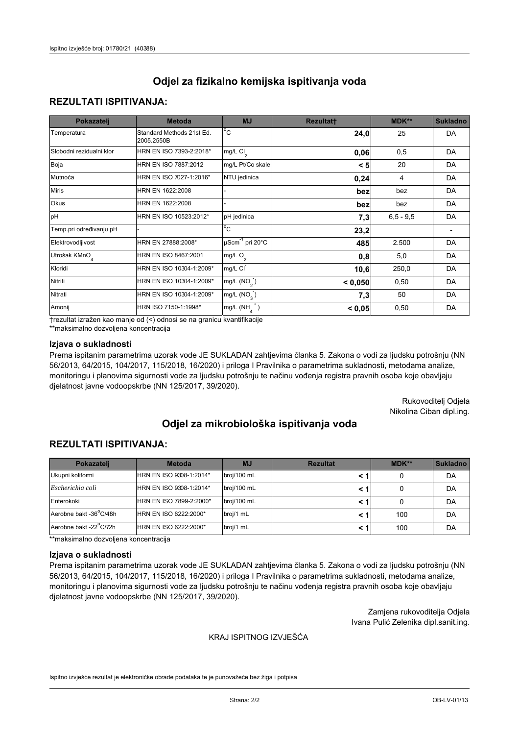# Odjel za fizikalno kemijska ispitivanja voda

## REZULTATI ISPITIVANJA:

| Pokazatelj | Metoda | MJ | Rezultat† | MDK** | Sukladno |
|---|---|---|---|---|---|
| Temperatura | Standard Methods 21st Ed. 2005.2550B | °C | **24,0** | 25 | DA |
| Slobodni rezidualni klor | HRN EN ISO 7393-2:2018* | mg/L $Cl_2$ | **0,06** | 0,5 | DA |
| Boja | HRN EN ISO 7887:2012 | mg/L Pt/Co skale | **< 5** | 20 | DA |
| Mutnoća | HRN EN ISO 7027-1:2016* | NTU jedinica | **0,24** | 4 | DA |
| Miris | HRN EN 1622:2008 | - | **bez** | bez | DA |
| Okus | HRN EN 1622:2008 | - | **bez** | bez | DA |
| pH | HRN EN ISO 10523:2012* | pH jedinica | **7,3** | 6,5 - 9,5 | DA |
| Temp.pri određivanju pH | - | °C | **23,2** | | - |
| Elektrovodljivost | HRN EN 27888:2008* | $\mu Scm^{-1}$ pri 20°C | **485** | 2.500 | DA |
| Utrošak $KMnO_4$ | HRN EN ISO 8467:2001 | mg/L $O_2$ | **0,8** | 5,0 | DA |
| Kloridi | HRN EN ISO 10304-1:2009* | mg/L $Cl^-$ | **10,6** | 250,0 | DA |
| Nitriti | HRN EN ISO 10304-1:2009* | mg/L $(NO_2^-)$ | **< 0,050** | 0,50 | DA |
| Nitrati | HRN EN ISO 10304-1:2009* | mg/L $(NO_3^-)$ | **7,3** | 50 | DA |
| Amonij | HRN ISO 7150-1:1998* | mg/L $(NH_4^+)$ | **< 0,05** | 0,50 | DA |

†rezultat izražen kao manje od (<) odnosi se na granicu kvantifikacije
**maksimalno dozvoljena koncentracija

### Izjava o sukladnosti

Prema ispitanim parametrima uzorak vode JE SUKLADAN zahtjevima članka 5. Zakona o vodi za ljudsku potrošnju (NN 56/2013, 64/2015, 104/2017, 115/2018, 16/2020) i priloga I Pravilnika o parametrima sukladnosti, metodama analize, monitoringu i planovima sigurnosti vode za ljudsku potrošnju te načinu vođenja registra pravnih osoba koje obavljaju djelatnost javne vodoopskrbe (NN 125/2017, 39/2020).

Rukovoditelj Odjela
Nikolina Ciban dipl.ing.

# Odjel za mikrobiološka ispitivanja voda

## REZULTATI ISPITIVANJA:

| Pokazatelj | Metoda | MJ | Rezultat | MDK** | Sukladno |
|---|---|---|---|---|---|
| Ukupni koliformi | HRN EN ISO 9308-1:2014* | broj/100 mL | **< 1** | 0 | DA |
| *Escherichia coli* | HRN EN ISO 9308-1:2014* | broj/100 mL | **< 1** | 0 | DA |
| Enterokoki | HRN EN ISO 7899-2:2000* | broj/100 mL | **< 1** | 0 | DA |
| Aerobne bakt -36°C/48h | HRN EN ISO 6222:2000* | broj/1 mL | **< 1** | 100 | DA |
| Aerobne bakt -22°C/72h | HRN EN ISO 6222:2000* | broj/1 mL | **< 1** | 100 | DA |

**maksimalno dozvoljena koncentracija

### Izjava o sukladnosti

Prema ispitanim parametrima uzorak vode JE SUKLADAN zahtjevima članka 5. Zakona o vodi za ljudsku potrošnju (NN 56/2013, 64/2015, 104/2017, 115/2018, 16/2020) i priloga I Pravilnika o parametrima sukladnosti, metodama analize, monitoringu i planovima sigurnosti vode za ljudsku potrošnju te načinu vođenja registra pravnih osoba koje obavljaju djelatnost javne vodoopskrbe (NN 125/2017, 39/2020).

Zamjena rukovoditelja Odjela
Ivana Pulić Zelenika dipl.sanit.ing.

KRAJ ISPITNOG IZVJEŠĆA

Ispitno izvješće rezultat je elektroničke obrade podataka te je punovažeće bez žiga i potpisa